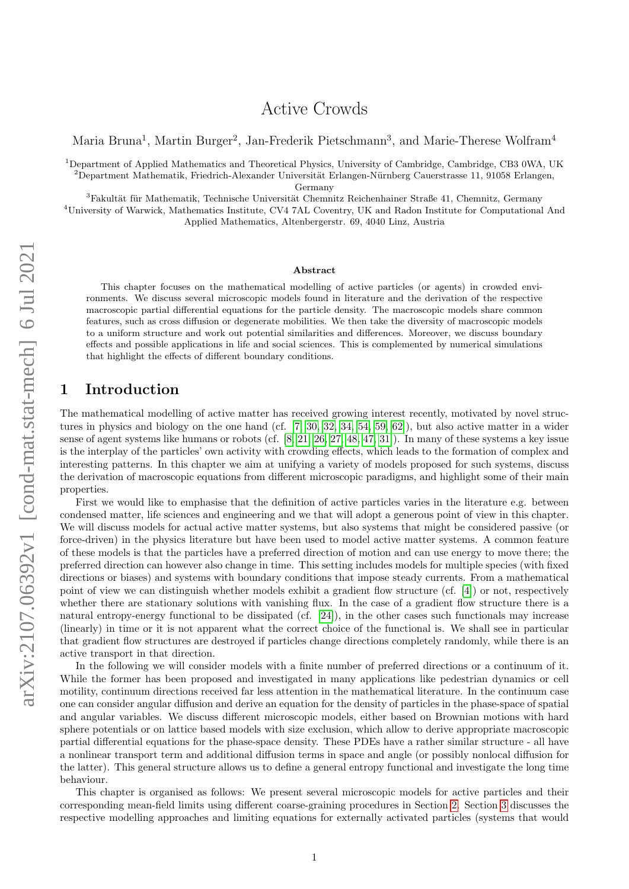# Active Crowds

Maria Bruna[1], Martin Burger[2], Jan-Frederik Pietschmann[3], and Marie-Therese Wolfram[4]

[1]Department of Applied Mathematics and Theoretical Physics, University of Cambridge, Cambridge, CB3 0WA, UK
[2]Department Mathematik, Friedrich-Alexander Universität Erlangen-Nürnberg Cauerstrasse 11, 91058 Erlangen, Germany
[3]Fakultät für Mathematik, Technische Universität Chemnitz Reichenhainer Straße 41, Chemnitz, Germany
[4]University of Warwick, Mathematics Institute, CV4 7AL Coventry, UK and Radon Institute for Computational And Applied Mathematics, Altenbergerstr. 69, 4040 Linz, Austria

### Abstract

This chapter focuses on the mathematical modelling of active particles (or agents) in crowded environments. We discuss several microscopic models found in literature and the derivation of the respective macroscopic partial differential equations for the particle density. The macroscopic models share common features, such as cross diffusion or degenerate mobilities. We then take the diversity of macroscopic models to a uniform structure and work out potential similarities and differences. Moreover, we discuss boundary effects and possible applications in life and social sciences. This is complemented by numerical simulations that highlight the effects of different boundary conditions.

## 1 Introduction

The mathematical modelling of active matter has received growing interest recently, motivated by novel structures in physics and biology on the one hand (cf. [7, 30, 32, 34, 54, 59, 62]), but also active matter in a wider sense of agent systems like humans or robots (cf. [8, 21, 26, 27, 48, 47, 31]). In many of these systems a key issue is the interplay of the particles' own activity with crowding effects, which leads to the formation of complex and interesting patterns. In this chapter we aim at unifying a variety of models proposed for such systems, discuss the derivation of macroscopic equations from different microscopic paradigms, and highlight some of their main properties.

First we would like to emphasise that the definition of active particles varies in the literature e.g. between condensed matter, life sciences and engineering and we that will adopt a generous point of view in this chapter. We will discuss models for actual active matter systems, but also systems that might be considered passive (or force-driven) in the physics literature but have been used to model active matter systems. A common feature of these models is that the particles have a preferred direction of motion and can use energy to move there; the preferred direction can however also change in time. This setting includes models for multiple species (with fixed directions or biases) and systems with boundary conditions that impose steady currents. From a mathematical point of view we can distinguish whether models exhibit a gradient flow structure (cf. [4]) or not, respectively whether there are stationary solutions with vanishing flux. In the case of a gradient flow structure there is a natural entropy-energy functional to be dissipated (cf. [24]), in the other cases such functionals may increase (linearly) in time or it is not apparent what the correct choice of the functional is. We shall see in particular that gradient flow structures are destroyed if particles change directions completely randomly, while there is an active transport in that direction.

In the following we will consider models with a finite number of preferred directions or a continuum of it. While the former has been proposed and investigated in many applications like pedestrian dynamics or cell motility, continuum directions received far less attention in the mathematical literature. In the continuum case one can consider angular diffusion and derive an equation for the density of particles in the phase-space of spatial and angular variables. We discuss different microscopic models, either based on Brownian motions with hard sphere potentials or on lattice based models with size exclusion, which allow to derive appropriate macroscopic partial differential equations for the phase-space density. These PDEs have a rather similar structure - all have a nonlinear transport term and additional diffusion terms in space and angle (or possibly nonlocal diffusion for the latter). This general structure allows us to define a general entropy functional and investigate the long time behaviour.

This chapter is organised as follows: We present several microscopic models for active particles and their corresponding mean-field limits using different coarse-graining procedures in Section 2. Section 3 discusses the respective modelling approaches and limiting equations for externally activated particles (systems that would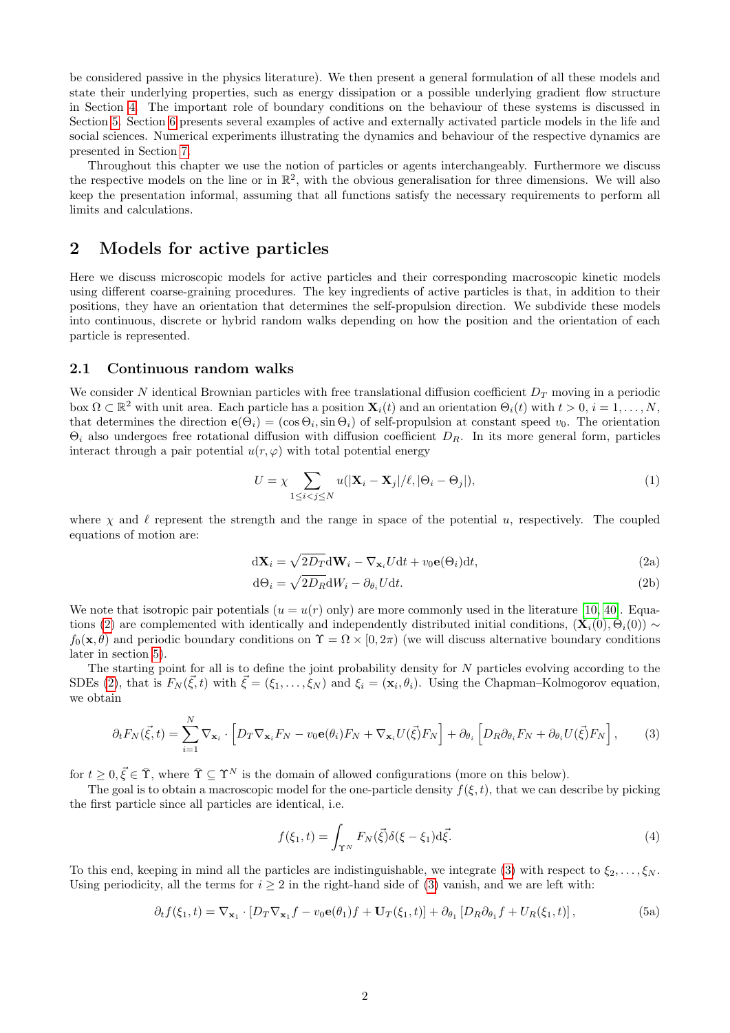be considered passive in the physics literature). We then present a general formulation of all these models and state their underlying properties, such as energy dissipation or a possible underlying gradient flow structure in Section 4. The important role of boundary conditions on the behaviour of these systems is discussed in Section 5. Section 6 presents several examples of active and externally activated particle models in the life and social sciences. Numerical experiments illustrating the dynamics and behaviour of the respective dynamics are presented in Section 7.

Throughout this chapter we use the notion of particles or agents interchangeably. Furthermore we discuss the respective models on the line or in $\mathbb{R}^2$, with the obvious generalisation for three dimensions. We will also keep the presentation informal, assuming that all functions satisfy the necessary requirements to perform all limits and calculations.

## 2 Models for active particles

Here we discuss microscopic models for active particles and their corresponding macroscopic kinetic models using different coarse-graining procedures. The key ingredients of active particles is that, in addition to their positions, they have an orientation that determines the self-propulsion direction. We subdivide these models into continuous, discrete or hybrid random walks depending on how the position and the orientation of each particle is represented.

### 2.1 Continuous random walks

We consider $N$ identical Brownian particles with free translational diffusion coefficient $D_T$ moving in a periodic box $\Omega \subset \mathbb{R}^2$ with unit area. Each particle has a position $\mathbf{X}_i(t)$ and an orientation $\Theta_i(t)$ with $t > 0$, $i = 1, \ldots, N$, that determines the direction $\mathbf{e}(\Theta_i) = (\cos\Theta_i, \sin\Theta_i)$ of self-propulsion at constant speed $v_0$. The orientation $\Theta_i$ also undergoes free rotational diffusion with diffusion coefficient $D_R$. In its more general form, particles interact through a pair potential $u(r, \varphi)$ with total potential energy

$$U = \chi \sum_{1 \le i < j \le N} u(|\mathbf{X}_i - \mathbf{X}_j|/\ell, |\Theta_i - \Theta_j|), \tag{1}$$

where $\chi$ and $\ell$ represent the strength and the range in space of the potential $u$, respectively. The coupled equations of motion are:

$$\mathrm{d}\mathbf{X}_i = \sqrt{2D_T}\mathrm{d}\mathbf{W}_i - \nabla_{\mathbf{x}_i} U \mathrm{d}t + v_0 \mathbf{e}(\Theta_i)\mathrm{d}t, \tag{2a}$$

$$\mathrm{d}\Theta_i = \sqrt{2D_R}\mathrm{d}W_i - \partial_{\theta_i} U \mathrm{d}t. \tag{2b}$$

We note that isotropic pair potentials ($u = u(r)$ only) are more commonly used in the literature [10, 40]. Equations (2) are complemented with identically and independently distributed initial conditions, $(\mathbf{X}_i(0), \Theta_i(0)) \sim f_0(\mathbf{x}, \theta)$ and periodic boundary conditions on $\Upsilon = \Omega \times [0, 2\pi)$ (we will discuss alternative boundary conditions later in section 5).

The starting point for all is to define the joint probability density for $N$ particles evolving according to the SDEs (2), that is $F_N(\vec{\xi}, t)$ with $\vec{\xi} = (\xi_1, \ldots, \xi_N)$ and $\xi_i = (\mathbf{x}_i, \theta_i)$. Using the Chapman–Kolmogorov equation, we obtain

$$\partial_t F_N(\vec{\xi}, t) = \sum_{i=1}^{N} \nabla_{\mathbf{x}_i} \cdot \left[ D_T \nabla_{\mathbf{x}_i} F_N - v_0 \mathbf{e}(\theta_i) F_N + \nabla_{\mathbf{x}_i} U(\vec{\xi}) F_N \right] + \partial_{\theta_i} \left[ D_R \partial_{\theta_i} F_N + \partial_{\theta_i} U(\vec{\xi}) F_N \right], \tag{3}$$

for $t \ge 0, \vec{\xi} \in \tilde{\Upsilon}$, where $\tilde{\Upsilon} \subseteq \Upsilon^N$ is the domain of allowed configurations (more on this below).

The goal is to obtain a macroscopic model for the one-particle density $f(\xi, t)$, that we can describe by picking the first particle since all particles are identical, i.e.

$$f(\xi_1, t) = \int_{\Upsilon^N} F_N(\vec{\xi}) \delta(\xi - \xi_1) \mathrm{d}\vec{\xi}. \tag{4}$$

To this end, keeping in mind all the particles are indistinguishable, we integrate (3) with respect to $\xi_2, \ldots, \xi_N$. Using periodicity, all the terms for $i \ge 2$ in the right-hand side of (3) vanish, and we are left with:

$$\partial_t f(\xi_1, t) = \nabla_{\mathbf{x}_1} \cdot \left[ D_T \nabla_{\mathbf{x}_1} f - v_0 \mathbf{e}(\theta_1) f + \mathbf{U}_T(\xi_1, t) \right] + \partial_{\theta_1} \left[ D_R \partial_{\theta_1} f + U_R(\xi_1, t) \right], \tag{5a}$$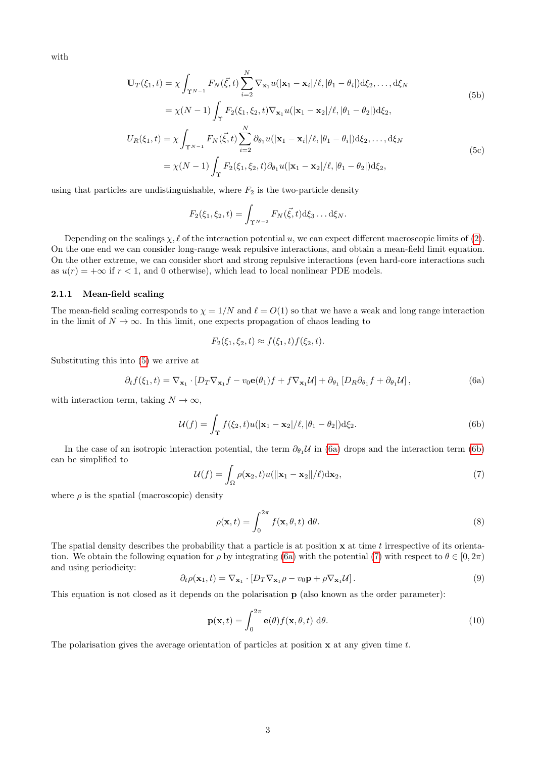with

$$
\begin{aligned}
\mathbf{U}_T(\xi_1, t) &= \chi \int_{\Upsilon^{N-1}} F_N(\vec{\xi}, t) \sum_{i=2}^{N} \nabla_{\mathbf{x}_1} u(|\mathbf{x}_1 - \mathbf{x}_i|/\ell, |\theta_1 - \theta_i|) \mathrm{d}\xi_2, \dots, \mathrm{d}\xi_N \\
&= \chi(N-1) \int_{\Upsilon} F_2(\xi_1, \xi_2, t) \nabla_{\mathbf{x}_1} u(|\mathbf{x}_1 - \mathbf{x}_2|/\ell, |\theta_1 - \theta_2|) \mathrm{d}\xi_2,
\end{aligned}
\tag{5b}
$$

$$
\begin{aligned}
U_R(\xi_1, t) &= \chi \int_{\Upsilon^{N-1}} F_N(\vec{\xi}, t) \sum_{i=2}^{N} \partial_{\theta_1} u(|\mathbf{x}_1 - \mathbf{x}_i|/\ell, |\theta_1 - \theta_i|) \mathrm{d}\xi_2, \dots, \mathrm{d}\xi_N \\
&= \chi(N-1) \int_{\Upsilon} F_2(\xi_1, \xi_2, t) \partial_{\theta_1} u(|\mathbf{x}_1 - \mathbf{x}_2|/\ell, |\theta_1 - \theta_2|) \mathrm{d}\xi_2,
\end{aligned}
\tag{5c}
$$

using that particles are undistinguishable, where $F_2$ is the two-particle density

$$
F_2(\xi_1, \xi_2, t) = \int_{\Upsilon^{N-2}} F_N(\vec{\xi}, t) \mathrm{d}\xi_3 \dots \mathrm{d}\xi_N.
$$

Depending on the scalings $\chi, \ell$ of the interaction potential $u$, we can expect different macroscopic limits of (2). On the one end we can consider long-range weak repulsive interactions, and obtain a mean-field limit equation. On the other extreme, we can consider short and strong repulsive interactions (even hard-core interactions such as $u(r) = +\infty$ if $r < 1$, and 0 otherwise), which lead to local nonlinear PDE models.

### 2.1.1 Mean-field scaling

The mean-field scaling corresponds to $\chi = 1/N$ and $\ell = O(1)$ so that we have a weak and long range interaction in the limit of $N \to \infty$. In this limit, one expects propagation of chaos leading to

$$
F_2(\xi_1, \xi_2, t) \approx f(\xi_1, t) f(\xi_2, t).
$$

Substituting this into (5) we arrive at

$$
\partial_t f(\xi_1, t) = \nabla_{\mathbf{x}_1} \cdot \left[ D_T \nabla_{\mathbf{x}_1} f - v_0 \mathbf{e}(\theta_1) f + f \nabla_{\mathbf{x}_1} \mathcal{U} \right] + \partial_{\theta_1} \left[ D_R \partial_{\theta_1} f + \partial_{\theta_1} \mathcal{U} \right],
\tag{6a}
$$

with interaction term, taking $N \to \infty$,

$$
\mathcal{U}(f) = \int_{\Upsilon} f(\xi_2, t) u(|\mathbf{x}_1 - \mathbf{x}_2|/\ell, |\theta_1 - \theta_2|) \mathrm{d}\xi_2.
\tag{6b}
$$

In the case of an isotropic interaction potential, the term $\partial_{\theta_1} \mathcal{U}$ in (6a) drops and the interaction term (6b) can be simplified to

$$
\mathcal{U}(f) = \int_{\Omega} \rho(\mathbf{x}_2, t) u(\|\mathbf{x}_1 - \mathbf{x}_2\|/\ell) \mathrm{d}\mathbf{x}_2,
\tag{7}
$$

where $\rho$ is the spatial (macroscopic) density

$$
\rho(\mathbf{x}, t) = \int_0^{2\pi} f(\mathbf{x}, \theta, t) \, \mathrm{d}\theta.
\tag{8}
$$

The spatial density describes the probability that a particle is at position $\mathbf{x}$ at time $t$ irrespective of its orientation. We obtain the following equation for $\rho$ by integrating (6a) with the potential (7) with respect to $\theta \in [0, 2\pi)$ and using periodicity:

$$
\partial_t \rho(\mathbf{x}_1, t) = \nabla_{\mathbf{x}_1} \cdot \left[ D_T \nabla_{\mathbf{x}_1} \rho - v_0 \mathbf{p} + \rho \nabla_{\mathbf{x}_1} \mathcal{U} \right].
\tag{9}
$$

This equation is not closed as it depends on the polarisation $\mathbf{p}$ (also known as the order parameter):

$$
\mathbf{p}(\mathbf{x}, t) = \int_0^{2\pi} \mathbf{e}(\theta) f(\mathbf{x}, \theta, t) \, \mathrm{d}\theta.
\tag{10}
$$

The polarisation gives the average orientation of particles at position $\mathbf{x}$ at any given time $t$.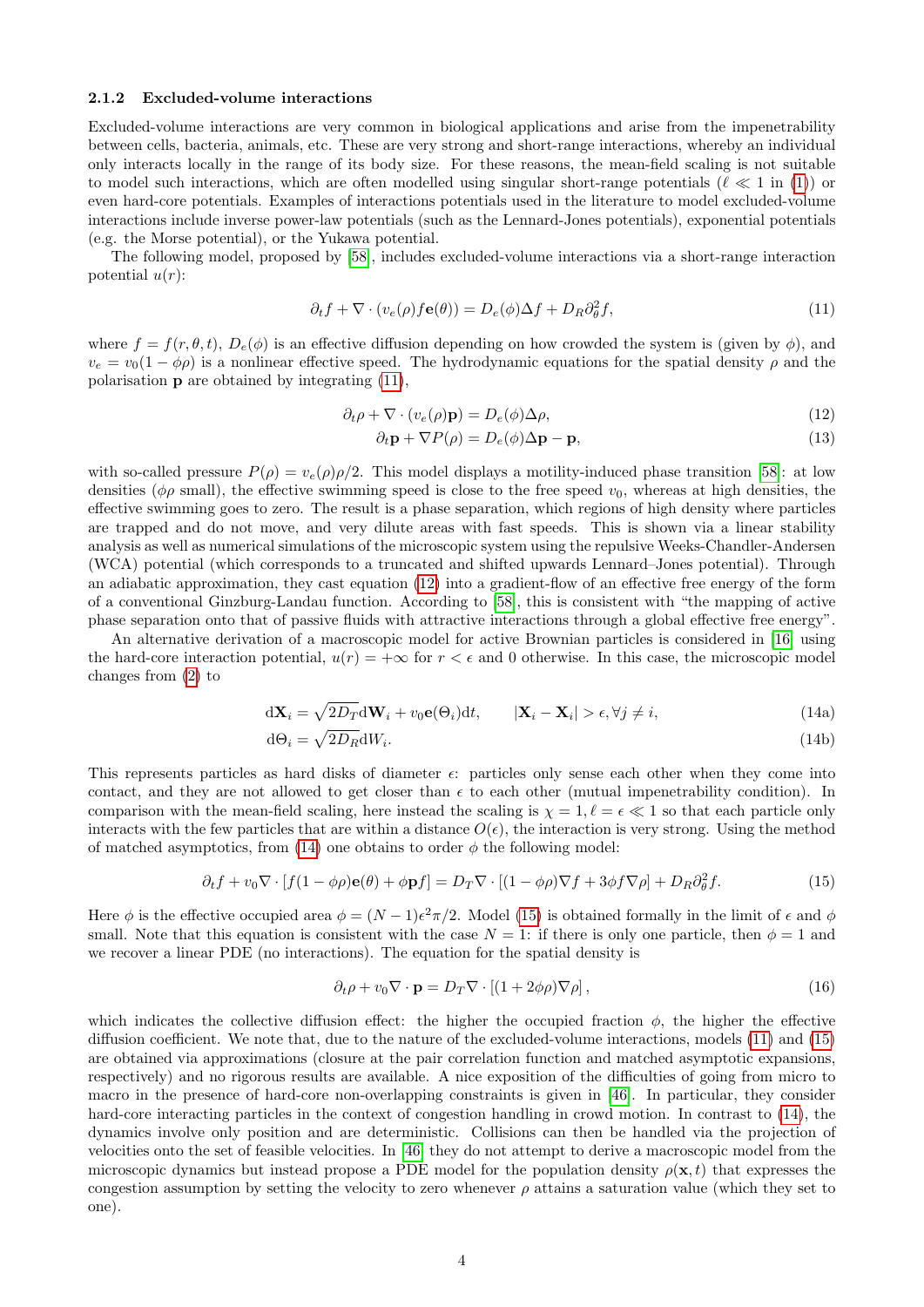#### 2.1.2 Excluded-volume interactions

Excluded-volume interactions are very common in biological applications and arise from the impenetrability between cells, bacteria, animals, etc. These are very strong and short-range interactions, whereby an individual only interacts locally in the range of its body size. For these reasons, the mean-field scaling is not suitable to model such interactions, which are often modelled using singular short-range potentials ($\ell \ll 1$ in (1)) or even hard-core potentials. Examples of interactions potentials used in the literature to model excluded-volume interactions include inverse power-law potentials (such as the Lennard-Jones potentials), exponential potentials (e.g. the Morse potential), or the Yukawa potential.

The following model, proposed by [58], includes excluded-volume interactions via a short-range interaction potential $u(r)$:

$$\partial_t f + \nabla \cdot (v_e(\rho) f \mathbf{e}(\theta)) = D_e(\phi)\Delta f + D_R \partial_\theta^2 f, \tag{11}$$

where $f = f(r, \theta, t)$, $D_e(\phi)$ is an effective diffusion depending on how crowded the system is (given by $\phi$), and $v_e = v_0(1 - \phi\rho)$ is a nonlinear effective speed. The hydrodynamic equations for the spatial density $\rho$ and the polarisation $\mathbf{p}$ are obtained by integrating (11),

$$\partial_t \rho + \nabla \cdot (v_e(\rho)\mathbf{p}) = D_e(\phi)\Delta\rho, \tag{12}$$

$$\partial_t \mathbf{p} + \nabla P(\rho) = D_e(\phi)\Delta\mathbf{p} - \mathbf{p}, \tag{13}$$

with so-called pressure $P(\rho) = v_e(\rho)\rho/2$. This model displays a motility-induced phase transition [58]: at low densities ($\phi\rho$ small), the effective swimming speed is close to the free speed $v_0$, whereas at high densities, the effective swimming goes to zero. The result is a phase separation, which regions of high density where particles are trapped and do not move, and very dilute areas with fast speeds. This is shown via a linear stability analysis as well as numerical simulations of the microscopic system using the repulsive Weeks-Chandler-Andersen (WCA) potential (which corresponds to a truncated and shifted upwards Lennard–Jones potential). Through an adiabatic approximation, they cast equation (12) into a gradient-flow of an effective free energy of the form of a conventional Ginzburg-Landau function. According to [58], this is consistent with "the mapping of active phase separation onto that of passive fluids with attractive interactions through a global effective free energy".

An alternative derivation of a macroscopic model for active Brownian particles is considered in [16] using the hard-core interaction potential, $u(r) = +\infty$ for $r < \epsilon$ and 0 otherwise. In this case, the microscopic model changes from (2) to

$$\mathrm{d}\mathbf{X}_i = \sqrt{2D_T}\mathrm{d}\mathbf{W}_i + v_0\mathbf{e}(\Theta_i)\mathrm{d}t, \qquad |\mathbf{X}_i - \mathbf{X}_i| > \epsilon, \forall j \neq i, \tag{14a}$$

$$\mathrm{d}\Theta_i = \sqrt{2D_R}\mathrm{d}W_i. \tag{14b}$$

This represents particles as hard disks of diameter $\epsilon$: particles only sense each other when they come into contact, and they are not allowed to get closer than $\epsilon$ to each other (mutual impenetrability condition). In comparison with the mean-field scaling, here instead the scaling is $\chi = 1, \ell = \epsilon \ll 1$ so that each particle only interacts with the few particles that are within a distance $O(\epsilon)$, the interaction is very strong. Using the method of matched asymptotics, from (14) one obtains to order $\phi$ the following model:

$$\partial_t f + v_0\nabla \cdot [f(1 - \phi\rho)\mathbf{e}(\theta) + \phi\mathbf{p}f] = D_T\nabla \cdot [(1 - \phi\rho)\nabla f + 3\phi f\nabla\rho] + D_R\partial_\theta^2 f. \tag{15}$$

Here $\phi$ is the effective occupied area $\phi = (N - 1)\epsilon^2\pi/2$. Model (15) is obtained formally in the limit of $\epsilon$ and $\phi$ small. Note that this equation is consistent with the case $N = 1$: if there is only one particle, then $\phi = 1$ and we recover a linear PDE (no interactions). The equation for the spatial density is

$$\partial_t \rho + v_0\nabla \cdot \mathbf{p} = D_T\nabla \cdot [(1 + 2\phi\rho)\nabla\rho], \tag{16}$$

which indicates the collective diffusion effect: the higher the occupied fraction $\phi$, the higher the effective diffusion coefficient. We note that, due to the nature of the excluded-volume interactions, models (11) and (15) are obtained via approximations (closure at the pair correlation function and matched asymptotic expansions, respectively) and no rigorous results are available. A nice exposition of the difficulties of going from micro to macro in the presence of hard-core non-overlapping constraints is given in [46]. In particular, they consider hard-core interacting particles in the context of congestion handling in crowd motion. In contrast to (14), the dynamics involve only position and are deterministic. Collisions can then be handled via the projection of velocities onto the set of feasible velocities. In [46] they do not attempt to derive a macroscopic model from the microscopic dynamics but instead propose a PDE model for the population density $\rho(\mathbf{x}, t)$ that expresses the congestion assumption by setting the velocity to zero whenever $\rho$ attains a saturation value (which they set to one).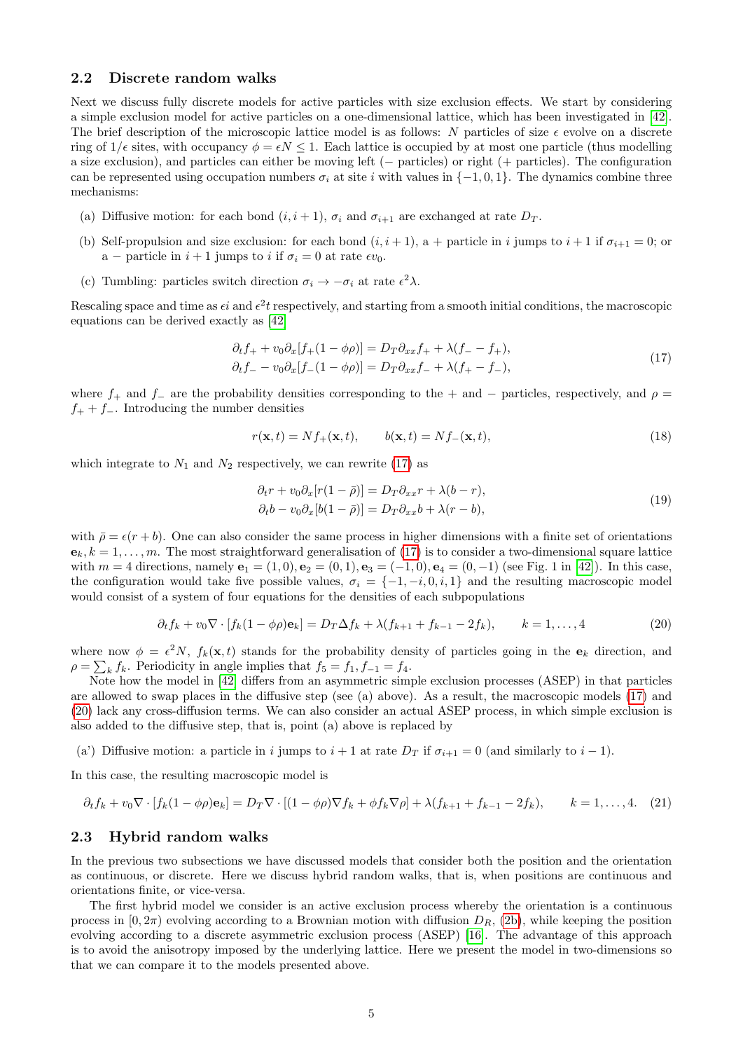### 2.2 Discrete random walks

Next we discuss fully discrete models for active particles with size exclusion effects. We start by considering a simple exclusion model for active particles on a one-dimensional lattice, which has been investigated in [42]. The brief description of the microscopic lattice model is as follows: $N$ particles of size $\epsilon$ evolve on a discrete ring of $1/\epsilon$ sites, with occupancy $\phi = \epsilon N \leq 1$. Each lattice is occupied by at most one particle (thus modelling a size exclusion), and particles can either be moving left ($-$ particles) or right ($+$ particles). The configuration can be represented using occupation numbers $\sigma_i$ at site $i$ with values in $\{-1, 0, 1\}$. The dynamics combine three mechanisms:

(a) Diffusive motion: for each bond $(i, i+1)$, $\sigma_i$ and $\sigma_{i+1}$ are exchanged at rate $D_T$.

(b) Self-propulsion and size exclusion: for each bond $(i, i+1)$, a $+$ particle in $i$ jumps to $i+1$ if $\sigma_{i+1} = 0$; or a $-$ particle in $i+1$ jumps to $i$ if $\sigma_i = 0$ at rate $\epsilon v_0$.

(c) Tumbling: particles switch direction $\sigma_i \to -\sigma_i$ at rate $\epsilon^2 \lambda$.

Rescaling space and time as $\epsilon i$ and $\epsilon^2 t$ respectively, and starting from a smooth initial conditions, the macroscopic equations can be derived exactly as [42]

$$
\begin{aligned}
\partial_t f_+ + v_0 \partial_x [f_+(1 - \phi\rho)] &= D_T \partial_{xx} f_+ + \lambda(f_- - f_+), \\
\partial_t f_- - v_0 \partial_x [f_-(1 - \phi\rho)] &= D_T \partial_{xx} f_- + \lambda(f_+ - f_-),
\end{aligned}
\tag{17}
$$

where $f_+$ and $f_-$ are the probability densities corresponding to the $+$ and $-$ particles, respectively, and $\rho = f_+ + f_-$. Introducing the number densities

$$
r(\mathbf{x}, t) = N f_+(\mathbf{x}, t), \qquad b(\mathbf{x}, t) = N f_-(\mathbf{x}, t), \tag{18}
$$

which integrate to $N_1$ and $N_2$ respectively, we can rewrite (17) as

$$
\begin{aligned}
\partial_t r + v_0 \partial_x [r(1 - \bar\rho)] &= D_T \partial_{xx} r + \lambda(b - r), \\
\partial_t b - v_0 \partial_x [b(1 - \bar\rho)] &= D_T \partial_{xx} b + \lambda(r - b),
\end{aligned}
\tag{19}
$$

with $\bar\rho = \epsilon(r + b)$. One can also consider the same process in higher dimensions with a finite set of orientations $\mathbf{e}_k, k = 1, \dots, m$. The most straightforward generalisation of (17) is to consider a two-dimensional square lattice with $m = 4$ directions, namely $\mathbf{e}_1 = (1,0), \mathbf{e}_2 = (0,1), \mathbf{e}_3 = (-1,0), \mathbf{e}_4 = (0,-1)$ (see Fig. 1 in [42]). In this case, the configuration would take five possible values, $\sigma_i = \{-1, -i, 0, i, 1\}$ and the resulting macroscopic model would consist of a system of four equations for the densities of each subpopulations

$$
\partial_t f_k + v_0 \nabla \cdot [f_k(1 - \phi\rho)\mathbf{e}_k] = D_T \Delta f_k + \lambda(f_{k+1} + f_{k-1} - 2f_k), \qquad k = 1, \dots, 4 \tag{20}
$$

where now $\phi = \epsilon^2 N$, $f_k(\mathbf{x}, t)$ stands for the probability density of particles going in the $\mathbf{e}_k$ direction, and $\rho = \sum_k f_k$. Periodicity in angle implies that $f_5 = f_1, f_{-1} = f_4$.

Note how the model in [42] differs from an asymmetric simple exclusion processes (ASEP) in that particles are allowed to swap places in the diffusive step (see (a) above). As a result, the macroscopic models (17) and (20) lack any cross-diffusion terms. We can also consider an actual ASEP process, in which simple exclusion is also added to the diffusive step, that is, point (a) above is replaced by

(a') Diffusive motion: a particle in $i$ jumps to $i+1$ at rate $D_T$ if $\sigma_{i+1} = 0$ (and similarly to $i - 1$).

In this case, the resulting macroscopic model is

$$
\partial_t f_k + v_0 \nabla \cdot [f_k(1 - \phi\rho)\mathbf{e}_k] = D_T \nabla \cdot [(1 - \phi\rho)\nabla f_k + \phi f_k \nabla \rho] + \lambda(f_{k+1} + f_{k-1} - 2f_k), \qquad k = 1, \dots, 4. \tag{21}
$$

### 2.3 Hybrid random walks

In the previous two subsections we have discussed models that consider both the position and the orientation as continuous, or discrete. Here we discuss hybrid random walks, that is, when positions are continuous and orientations finite, or vice-versa.

The first hybrid model we consider is an active exclusion process whereby the orientation is a continuous process in $[0, 2\pi)$ evolving according to a Brownian motion with diffusion $D_R$, (2b), while keeping the position evolving according to a discrete asymmetric exclusion process (ASEP) [16]. The advantage of this approach is to avoid the anisotropy imposed by the underlying lattice. Here we present the model in two-dimensions so that we can compare it to the models presented above.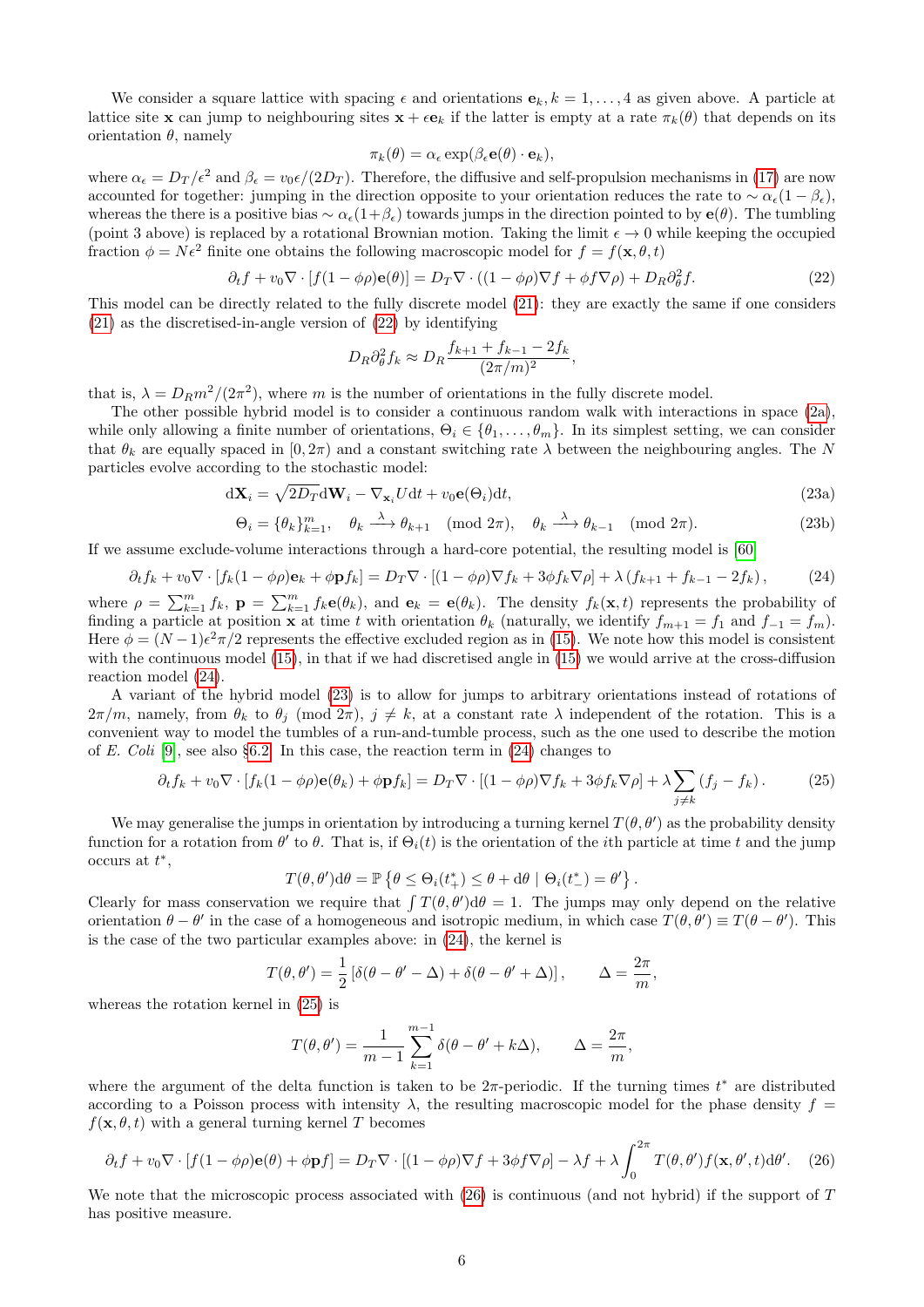We consider a square lattice with spacing $\epsilon$ and orientations $\mathbf{e}_k, k = 1, \dots, 4$ as given above. A particle at lattice site $\mathbf{x}$ can jump to neighbouring sites $\mathbf{x} + \epsilon \mathbf{e}_k$ if the latter is empty at a rate $\pi_k(\theta)$ that depends on its orientation $\theta$, namely

$$\pi_k(\theta) = \alpha_\epsilon \exp(\beta_\epsilon \mathbf{e}(\theta) \cdot \mathbf{e}_k),$$

where $\alpha_\epsilon = D_T/\epsilon^2$ and $\beta_\epsilon = v_0 \epsilon/(2D_T)$. Therefore, the diffusive and self-propulsion mechanisms in (17) are now accounted for together: jumping in the direction opposite to your orientation reduces the rate to $\sim \alpha_\epsilon(1 - \beta_\epsilon)$, whereas the there is a positive bias $\sim \alpha_\epsilon(1+\beta_\epsilon)$ towards jumps in the direction pointed to by $\mathbf{e}(\theta)$. The tumbling (point 3 above) is replaced by a rotational Brownian motion. Taking the limit $\epsilon \to 0$ while keeping the occupied fraction $\phi = N\epsilon^2$ finite one obtains the following macroscopic model for $f = f(\mathbf{x}, \theta, t)$

$$\partial_t f + v_0 \nabla \cdot [f(1 - \phi\rho)\mathbf{e}(\theta)] = D_T \nabla \cdot ((1 - \phi\rho)\nabla f + \phi f \nabla \rho) + D_R \partial_\theta^2 f. \tag{22}$$

This model can be directly related to the fully discrete model (21): they are exactly the same if one considers (21) as the discretised-in-angle version of (22) by identifying

$$D_R \partial_\theta^2 f_k \approx D_R \frac{f_{k+1} + f_{k-1} - 2f_k}{(2\pi/m)^2},$$

that is, $\lambda = D_R m^2/(2\pi^2)$, where $m$ is the number of orientations in the fully discrete model.

The other possible hybrid model is to consider a continuous random walk with interactions in space (2a), while only allowing a finite number of orientations, $\Theta_i \in \{\theta_1, \dots, \theta_m\}$. In its simplest setting, we can consider that $\theta_k$ are equally spaced in $[0, 2\pi)$ and a constant switching rate $\lambda$ between the neighbouring angles. The $N$ particles evolve according to the stochastic model:

$$\mathrm{d}\mathbf{X}_i = \sqrt{2D_T}\mathrm{d}\mathbf{W}_i - \nabla_{\mathbf{x}_i} U \mathrm{d}t + v_0 \mathbf{e}(\Theta_i)\mathrm{d}t, \tag{23a}$$

$$\Theta_i = \{\theta_k\}_{k=1}^m, \quad \theta_k \xrightarrow{\lambda} \theta_{k+1} \pmod{2\pi}, \quad \theta_k \xrightarrow{\lambda} \theta_{k-1} \pmod{2\pi}. \tag{23b}$$

If we assume exclude-volume interactions through a hard-core potential, the resulting model is [60]

$$\partial_t f_k + v_0 \nabla \cdot [f_k(1 - \phi\rho)\mathbf{e}_k + \phi \mathbf{p} f_k] = D_T \nabla \cdot [(1 - \phi\rho)\nabla f_k + 3\phi f_k \nabla \rho] + \lambda \left(f_{k+1} + f_{k-1} - 2f_k\right), \tag{24}$$

where $\rho = \sum_{k=1}^m f_k$, $\mathbf{p} = \sum_{k=1}^m f_k \mathbf{e}(\theta_k)$, and $\mathbf{e}_k = \mathbf{e}(\theta_k)$. The density $f_k(\mathbf{x}, t)$ represents the probability of finding a particle at position $\mathbf{x}$ at time $t$ with orientation $\theta_k$ (naturally, we identify $f_{m+1} = f_1$ and $f_{-1} = f_m$). Here $\phi = (N-1)\epsilon^2\pi/2$ represents the effective excluded region as in (15). We note how this model is consistent with the continuous model (15), in that if we had discretised angle in (15) we would arrive at the cross-diffusion reaction model (24).

A variant of the hybrid model (23) is to allow for jumps to arbitrary orientations instead of rotations of $2\pi/m$, namely, from $\theta_k$ to $\theta_j \pmod{2\pi}$, $j \neq k$, at a constant rate $\lambda$ independent of the rotation. This is a convenient way to model the tumbles of a run-and-tumble process, such as the one used to describe the motion of *E. Coli* [9], see also §6.2. In this case, the reaction term in (24) changes to

$$\partial_t f_k + v_0 \nabla \cdot [f_k(1 - \phi\rho)\mathbf{e}(\theta_k) + \phi \mathbf{p} f_k] = D_T \nabla \cdot [(1 - \phi\rho)\nabla f_k + 3\phi f_k \nabla \rho] + \lambda \sum_{j \neq k} (f_j - f_k). \tag{25}$$

We may generalise the jumps in orientation by introducing a turning kernel $T(\theta, \theta')$ as the probability density function for a rotation from $\theta'$ to $\theta$. That is, if $\Theta_i(t)$ is the orientation of the $i$th particle at time $t$ and the jump occurs at $t^*$,

$$T(\theta, \theta')\mathrm{d}\theta = \mathbb{P}\left\{\theta \le \Theta_i(t_+^*) \le \theta + \mathrm{d}\theta \mid \Theta_i(t_-^*) = \theta'\right\}.$$

Clearly for mass conservation we require that $\int T(\theta, \theta')\mathrm{d}\theta = 1$. The jumps may only depend on the relative orientation $\theta - \theta'$ in the case of a homogeneous and isotropic medium, in which case $T(\theta, \theta') \equiv T(\theta - \theta')$. This is the case of the two particular examples above: in (24), the kernel is

$$T(\theta, \theta') = \frac{1}{2}\left[\delta(\theta - \theta' - \Delta) + \delta(\theta - \theta' + \Delta)\right], \qquad \Delta = \frac{2\pi}{m},$$

whereas the rotation kernel in (25) is

$$T(\theta, \theta') = \frac{1}{m-1}\sum_{k=1}^{m-1} \delta(\theta - \theta' + k\Delta), \qquad \Delta = \frac{2\pi}{m},$$

where the argument of the delta function is taken to be $2\pi$-periodic. If the turning times $t^*$ are distributed according to a Poisson process with intensity $\lambda$, the resulting macroscopic model for the phase density $f = f(\mathbf{x}, \theta, t)$ with a general turning kernel $T$ becomes

$$\partial_t f + v_0 \nabla \cdot [f(1 - \phi\rho)\mathbf{e}(\theta) + \phi \mathbf{p} f] = D_T \nabla \cdot [(1 - \phi\rho)\nabla f + 3\phi f \nabla \rho] - \lambda f + \lambda \int_0^{2\pi} T(\theta, \theta') f(\mathbf{x}, \theta', t)\mathrm{d}\theta'. \tag{26}$$

We note that the microscopic process associated with (26) is continuous (and not hybrid) if the support of $T$ has positive measure.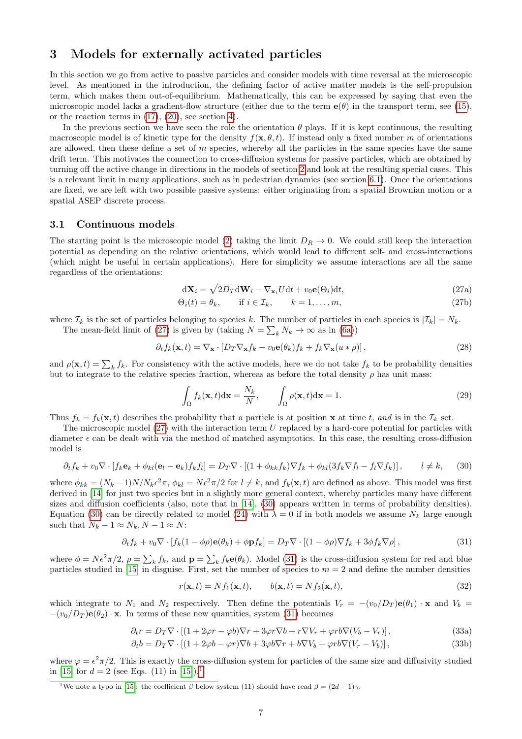# 3 Models for externally activated particles

In this section we go from active to passive particles and consider models with time reversal at the microscopic level. As mentioned in the introduction, the defining factor of active matter models is the self-propulsion term, which makes them out-of-equilibrium. Mathematically, this can be expressed by saying that even the microscopic model lacks a gradient-flow structure (either due to the term $\mathbf{e}(\theta)$ in the transport term, see (15), or the reaction terms in (17), (20), see section 4).

In the previous section we have seen the role the orientation $\theta$ plays. If it is kept continuous, the resulting macroscopic model is of kinetic type for the density $f(\mathbf{x}, \theta, t)$. If instead only a fixed number $m$ of orientations are allowed, then these define a set of $m$ species, whereby all the particles in the same species have the same drift term. This motivates the connection to cross-diffusion systems for passive particles, which are obtained by turning off the active change in directions in the models of section 2 and look at the resulting special cases. This is a relevant limit in many applications, such as in pedestrian dynamics (see section 6.1). Once the orientations are fixed, we are left with two possible passive systems: either originating from a spatial Brownian motion or a spatial ASEP discrete process.

## 3.1 Continuous models

The starting point is the microscopic model (2) taking the limit $D_R \to 0$. We could still keep the interaction potential as depending on the relative orientations, which would lead to different self- and cross-interactions (which might be useful in certain applications). Here for simplicity we assume interactions are all the same regardless of the orientations:

$$\mathrm{d}\mathbf{X}_i = \sqrt{2D_T}\mathrm{d}\mathbf{W}_i - \nabla_{\mathbf{x}_i} U \mathrm{d}t + v_0 \mathbf{e}(\Theta_i)\mathrm{d}t, \tag{27a}$$

$$\Theta_i(t) = \theta_k, \qquad \text{if } i \in \mathcal{I}_k, \qquad k = 1, \dots, m, \tag{27b}$$

where $\mathcal{I}_k$ is the set of particles belonging to species $k$. The number of particles in each species is $|\mathcal{I}_k| = N_k$.

The mean-field limit of (27) is given by (taking $N = \sum_k N_k \to \infty$ as in (6a))

$$\partial_t f_k(\mathbf{x}, t) = \nabla_{\mathbf{x}} \cdot \left[ D_T \nabla_{\mathbf{x}} f_k - v_0 \mathbf{e}(\theta_k) f_k + f_k \nabla_{\mathbf{x}} (u * \rho) \right], \tag{28}$$

and $\rho(\mathbf{x}, t) = \sum_k f_k$. For consistency with the active models, here we do not take $f_k$ to be probability densities but to integrate to the relative species fraction, whereas as before the total density $\rho$ has unit mass:

$$\int_\Omega f_k(\mathbf{x}, t)\mathrm{d}\mathbf{x} = \frac{N_k}{N}, \qquad \int_\Omega \rho(\mathbf{x}, t)\mathrm{d}\mathbf{x} = 1. \tag{29}$$

Thus $f_k = f_k(\mathbf{x}, t)$ describes the probability that a particle is at position $\mathbf{x}$ at time $t$, *and* is in the $\mathcal{I}_k$ set.

The microscopic model (27) with the interaction term $U$ replaced by a hard-core potential for particles with diameter $\epsilon$ can be dealt with via the method of matched asymptotics. In this case, the resulting cross-diffusion model is

$$\partial_t f_k + v_0 \nabla \cdot \left[ f_k \mathbf{e}_k + \phi_{kl} (\mathbf{e}_l - \mathbf{e}_k) f_k f_l \right] = D_T \nabla \cdot \left[ (1 + \phi_{kk} f_k) \nabla f_k + \phi_{kl} (3 f_k \nabla f_l - f_l \nabla f_k) \right], \qquad l \neq k, \tag{30}$$

where $\phi_{kk} = (N_k - 1)N/N_k \epsilon^2 \pi$, $\phi_{kl} = N\epsilon^2\pi/2$ for $l \neq k$, and $f_k(\mathbf{x}, t)$ are defined as above. This model was first derived in [14] for just two species but in a slightly more general context, whereby particles many have different sizes and diffusion coefficients (also, note that in [14], (30) appears written in terms of probability densities). Equation (30) can be directly related to model (24) with $\lambda = 0$ if in both models we assume $N_k$ large enough such that $N_k - 1 \approx N_k$, $N - 1 \approx N$:

$$\partial_t f_k + v_0 \nabla \cdot \left[ f_k (1 - \phi\rho) \mathbf{e}(\theta_k) + \phi \mathbf{p} f_k \right] = D_T \nabla \cdot \left[ (1 - \phi\rho) \nabla f_k + 3\phi f_k \nabla \rho \right], \tag{31}$$

where $\phi = N\epsilon^2\pi/2$, $\rho = \sum_k f_k$, and $\mathbf{p} = \sum_k f_k \mathbf{e}(\theta_k)$. Model (31) is the cross-diffusion system for red and blue particles studied in [15] in disguise. First, set the number of species to $m = 2$ and define the number densities

$$r(\mathbf{x}, t) = N f_1(\mathbf{x}, t), \qquad b(\mathbf{x}, t) = N f_2(\mathbf{x}, t), \tag{32}$$

which integrate to $N_1$ and $N_2$ respectively. Then define the potentials $V_r = -(v_0/D_T)\mathbf{e}(\theta_1) \cdot \mathbf{x}$ and $V_b = -(v_0/D_T)\mathbf{e}(\theta_2) \cdot \mathbf{x}$. In terms of these new quantities, system (31) becomes

$$\partial_t r = D_T \nabla \cdot \left[ (1 + 2\varphi r - \varphi b) \nabla r + 3\varphi r \nabla b + r \nabla V_r + \varphi r b \nabla (V_b - V_r) \right], \tag{33a}$$

$$\partial_t b = D_T \nabla \cdot \left[ (1 + 2\varphi b - \varphi r) \nabla b + 3\varphi b \nabla r + b \nabla V_b + \varphi r b \nabla (V_r - V_b) \right], \tag{33b}$$

where $\varphi = \epsilon^2\pi/2$. This is exactly the cross-diffusion system for particles of the same size and diffusivity studied in [15] for $d = 2$ (see Eqs. (11) in [15]).[1]

[1] We note a typo in [15]: the coefficient $\beta$ below system (11) should have read $\beta = (2d - 1)\gamma$.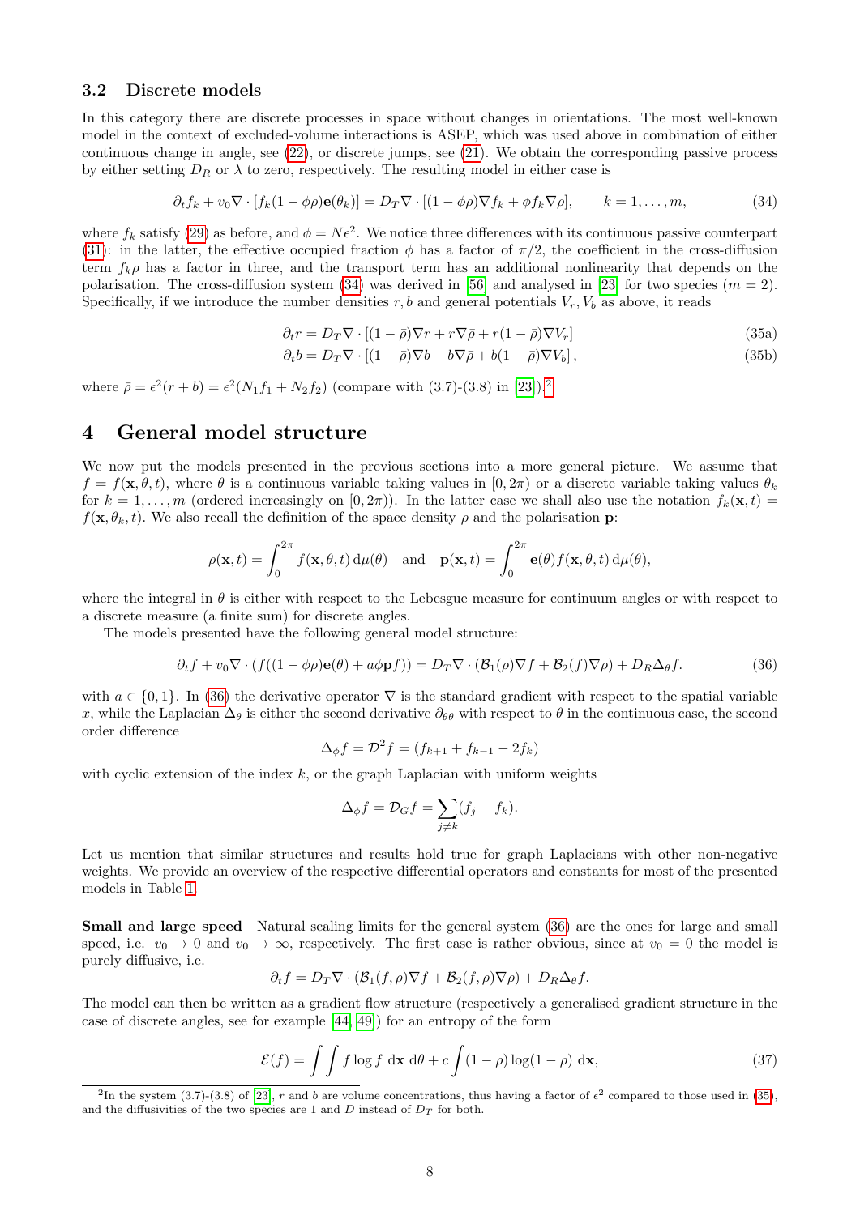### 3.2 Discrete models

In this category there are discrete processes in space without changes in orientations. The most well-known model in the context of excluded-volume interactions is ASEP, which was used above in combination of either continuous change in angle, see (22), or discrete jumps, see (21). We obtain the corresponding passive process by either setting $D_R$ or $\lambda$ to zero, respectively. The resulting model in either case is

$$\partial_t f_k + v_0 \nabla \cdot [f_k(1-\phi\rho)\mathbf{e}(\theta_k)] = D_T \nabla \cdot [(1-\phi\rho)\nabla f_k + \phi f_k \nabla \rho], \qquad k = 1, \ldots, m, \tag{34}$$

where $f_k$ satisfy (29) as before, and $\phi = N\epsilon^2$. We notice three differences with its continuous passive counterpart (31): in the latter, the effective occupied fraction $\phi$ has a factor of $\pi/2$, the coefficient in the cross-diffusion term $f_k\rho$ has a factor in three, and the transport term has an additional nonlinearity that depends on the polarisation. The cross-diffusion system (34) was derived in [56] and analysed in [23] for two species ($m = 2$). Specifically, if we introduce the number densities $r, b$ and general potentials $V_r, V_b$ as above, it reads

$$\partial_t r = D_T \nabla \cdot [(1-\bar\rho)\nabla r + r\nabla\bar\rho + r(1-\bar\rho)\nabla V_r] \tag{35a}$$

$$\partial_t b = D_T \nabla \cdot [(1-\bar\rho)\nabla b + b\nabla\bar\rho + b(1-\bar\rho)\nabla V_b], \tag{35b}$$

where $\bar\rho = \epsilon^2(r+b) = \epsilon^2(N_1 f_1 + N_2 f_2)$ (compare with (3.7)-(3.8) in [23]).[2]

# 4 General model structure

We now put the models presented in the previous sections into a more general picture. We assume that $f = f(\mathbf{x}, \theta, t)$, where $\theta$ is a continuous variable taking values in $[0, 2\pi)$ or a discrete variable taking values $\theta_k$ for $k = 1, \ldots, m$ (ordered increasingly on $[0, 2\pi)$). In the latter case we shall also use the notation $f_k(\mathbf{x}, t) = f(\mathbf{x}, \theta_k, t)$. We also recall the definition of the space density $\rho$ and the polarisation $\mathbf{p}$:

$$\rho(\mathbf{x}, t) = \int_0^{2\pi} f(\mathbf{x}, \theta, t)\, \mathrm{d}\mu(\theta) \quad \text{and} \quad \mathbf{p}(\mathbf{x}, t) = \int_0^{2\pi} \mathbf{e}(\theta) f(\mathbf{x}, \theta, t)\, \mathrm{d}\mu(\theta),$$

where the integral in $\theta$ is either with respect to the Lebesgue measure for continuum angles or with respect to a discrete measure (a finite sum) for discrete angles.

The models presented have the following general model structure:

$$\partial_t f + v_0 \nabla \cdot (f((1-\phi\rho)\mathbf{e}(\theta) + a\phi\mathbf{p}f)) = D_T \nabla \cdot (\mathcal{B}_1(\rho)\nabla f + \mathcal{B}_2(f)\nabla\rho) + D_R \Delta_\theta f. \tag{36}$$

with $a \in \{0, 1\}$. In (36) the derivative operator $\nabla$ is the standard gradient with respect to the spatial variable $x$, while the Laplacian $\Delta_\theta$ is either the second derivative $\partial_{\theta\theta}$ with respect to $\theta$ in the continuous case, the second order difference

$$\Delta_\phi f = \mathcal{D}^2 f = (f_{k+1} + f_{k-1} - 2f_k)$$

with cyclic extension of the index $k$, or the graph Laplacian with uniform weights

$$\Delta_\phi f = \mathcal{D}_G f = \sum_{j \neq k} (f_j - f_k).$$

Let us mention that similar structures and results hold true for graph Laplacians with other non-negative weights. We provide an overview of the respective differential operators and constants for most of the presented models in Table 1.

**Small and large speed** Natural scaling limits for the general system (36) are the ones for large and small speed, i.e. $v_0 \to 0$ and $v_0 \to \infty$, respectively. The first case is rather obvious, since at $v_0 = 0$ the model is purely diffusive, i.e.

$$\partial_t f = D_T \nabla \cdot (\mathcal{B}_1(f, \rho)\nabla f + \mathcal{B}_2(f, \rho)\nabla\rho) + D_R \Delta_\theta f.$$

The model can then be written as a gradient flow structure (respectively a generalised gradient structure in the case of discrete angles, see for example [44, 49]) for an entropy of the form

$$\mathcal{E}(f) = \int\int f \log f \, \mathrm{d}\mathbf{x}\, \mathrm{d}\theta + c\int (1-\rho)\log(1-\rho)\, \mathrm{d}\mathbf{x}, \tag{37}$$

[2] In the system (3.7)-(3.8) of [23], $r$ and $b$ are volume concentrations, thus having a factor of $\epsilon^2$ compared to those used in (35), and the diffusivities of the two species are 1 and $D$ instead of $D_T$ for both.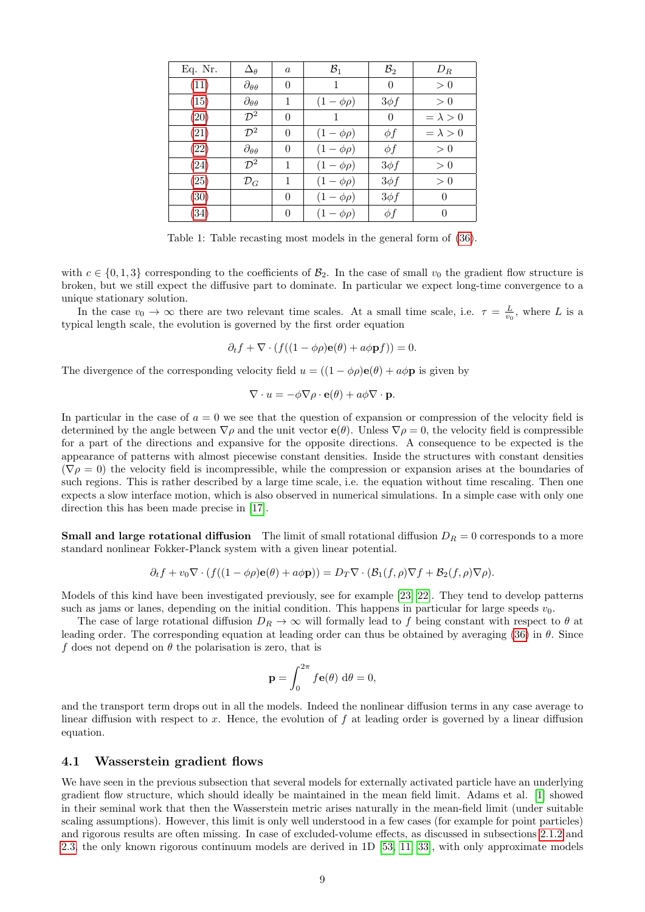| Eq. Nr. | $\Delta_\theta$ | $a$ | $\mathcal{B}_1$ | $\mathcal{B}_2$ | $D_R$ |
|---|---|---|---|---|---|
| (11) | $\partial_{\theta\theta}$ | 0 | 1 | 0 | $> 0$ |
| (15) | $\partial_{\theta\theta}$ | 1 | $(1-\phi\rho)$ | $3\phi f$ | $> 0$ |
| (20) | $\mathcal{D}^2$ | 0 | 1 | 0 | $= \lambda > 0$ |
| (21) | $\mathcal{D}^2$ | 0 | $(1-\phi\rho)$ | $\phi f$ | $= \lambda > 0$ |
| (22) | $\partial_{\theta\theta}$ | 0 | $(1-\phi\rho)$ | $\phi f$ | $> 0$ |
| (24) | $\mathcal{D}^2$ | 1 | $(1-\phi\rho)$ | $3\phi f$ | $> 0$ |
| (25) | $\mathcal{D}_G$ | 1 | $(1-\phi\rho)$ | $3\phi f$ | $> 0$ |
| (30) | | 0 | $(1-\phi\rho)$ | $3\phi f$ | 0 |
| (34) | | 0 | $(1-\phi\rho)$ | $\phi f$ | 0 |

Table 1: Table recasting most models in the general form of (36).

with $c \in \{0, 1, 3\}$ corresponding to the coefficients of $\mathcal{B}_2$. In the case of small $v_0$ the gradient flow structure is broken, but we still expect the diffusive part to dominate. In particular we expect long-time convergence to a unique stationary solution.

In the case $v_0 \to \infty$ there are two relevant time scales. At a small time scale, i.e. $\tau = \frac{L}{v_0}$, where $L$ is a typical length scale, the evolution is governed by the first order equation

$$\partial_t f + \nabla \cdot (f((1-\phi\rho)\mathbf{e}(\theta) + a\phi\mathbf{p}f)) = 0.$$

The divergence of the corresponding velocity field $u = ((1-\phi\rho)\mathbf{e}(\theta) + a\phi\mathbf{p}$ is given by

$$\nabla \cdot u = -\phi\nabla\rho \cdot \mathbf{e}(\theta) + a\phi\nabla \cdot \mathbf{p}.$$

In particular in the case of $a = 0$ we see that the question of expansion or compression of the velocity field is determined by the angle between $\nabla\rho$ and the unit vector $\mathbf{e}(\theta)$. Unless $\nabla\rho = 0$, the velocity field is compressible for a part of the directions and expansive for the opposite directions. A consequence to be expected is the appearance of patterns with almost piecewise constant densities. Inside the structures with constant densities ($\nabla\rho = 0$) the velocity field is incompressible, while the compression or expansion arises at the boundaries of such regions. This is rather described by a large time scale, i.e. the equation without time rescaling. Then one expects a slow interface motion, which is also observed in numerical simulations. In a simple case with only one direction this has been made precise in [17].

**Small and large rotational diffusion** The limit of small rotational diffusion $D_R = 0$ corresponds to a more standard nonlinear Fokker-Planck system with a given linear potential.

$$\partial_t f + v_0 \nabla \cdot (f((1-\phi\rho)\mathbf{e}(\theta) + a\phi\mathbf{p})) = D_T \nabla \cdot (\mathcal{B}_1(f,\rho)\nabla f + \mathcal{B}_2(f,\rho)\nabla\rho).$$

Models of this kind have been investigated previously, see for example [23, 22]. They tend to develop patterns such as jams or lanes, depending on the initial condition. This happens in particular for large speeds $v_0$.

The case of large rotational diffusion $D_R \to \infty$ will formally lead to $f$ being constant with respect to $\theta$ at leading order. The corresponding equation at leading order can thus be obtained by averaging (36) in $\theta$. Since $f$ does not depend on $\theta$ the polarisation is zero, that is

$$\mathbf{p} = \int_0^{2\pi} f\mathbf{e}(\theta)\ \mathrm{d}\theta = 0,$$

and the transport term drops out in all the models. Indeed the nonlinear diffusion terms in any case average to linear diffusion with respect to $x$. Hence, the evolution of $f$ at leading order is governed by a linear diffusion equation.

### 4.1 Wasserstein gradient flows

We have seen in the previous subsection that several models for externally activated particle have an underlying gradient flow structure, which should ideally be maintained in the mean field limit. Adams et al. [1] showed in their seminal work that then the Wasserstein metric arises naturally in the mean-field limit (under suitable scaling assumptions). However, this limit is only well understood in a few cases (for example for point particles) and rigorous results are often missing. In case of excluded-volume effects, as discussed in subsections 2.1.2 and 2.3, the only known rigorous continuum models are derived in 1D [53, 11, 33], with only approximate models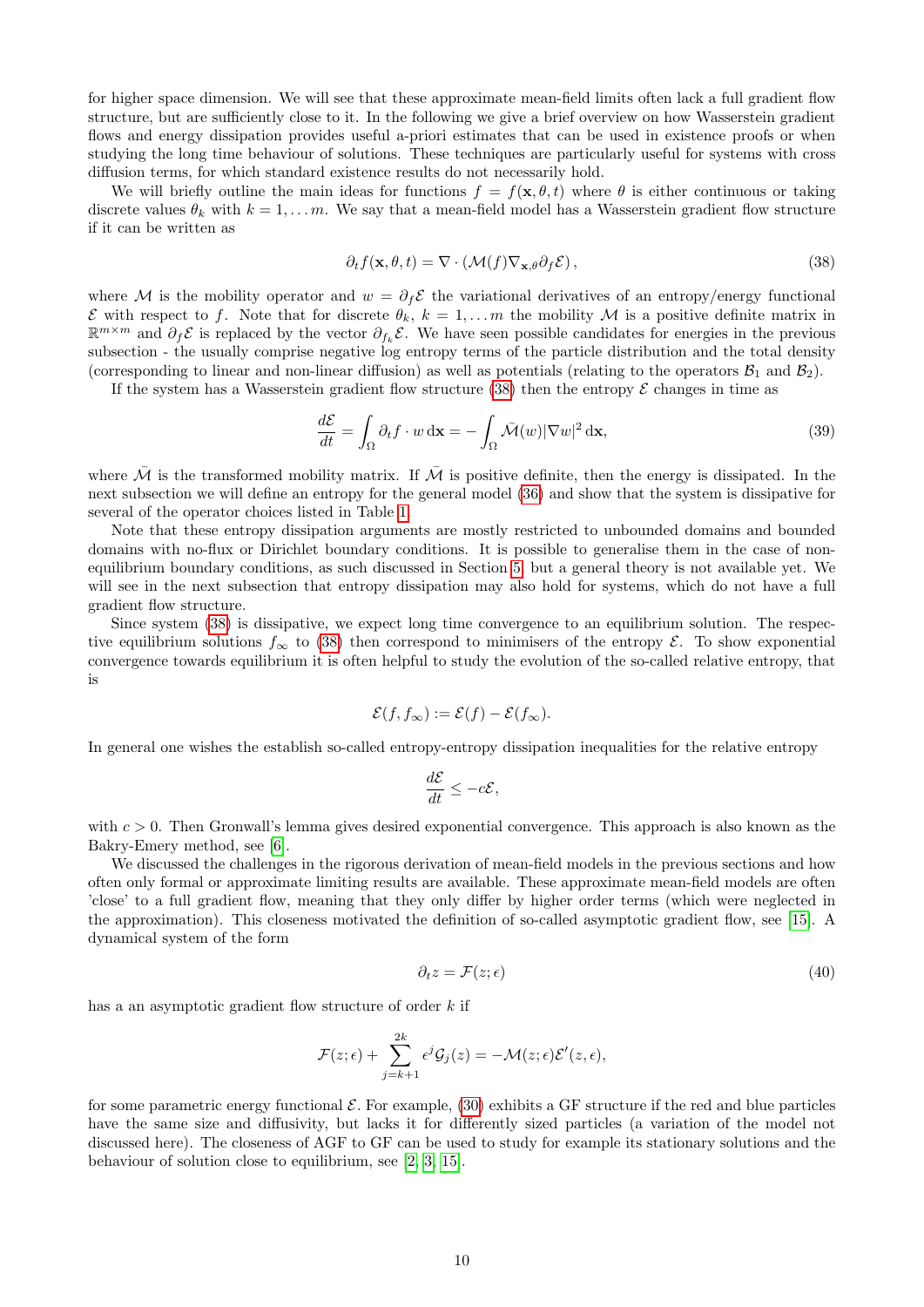for higher space dimension. We will see that these approximate mean-field limits often lack a full gradient flow structure, but are sufficiently close to it. In the following we give a brief overview on how Wasserstein gradient flows and energy dissipation provides useful a-priori estimates that can be used in existence proofs or when studying the long time behaviour of solutions. These techniques are particularly useful for systems with cross diffusion terms, for which standard existence results do not necessarily hold.

We will briefly outline the main ideas for functions $f = f(\mathbf{x}, \theta, t)$ where $\theta$ is either continuous or taking discrete values $\theta_k$ with $k = 1, \ldots m$. We say that a mean-field model has a Wasserstein gradient flow structure if it can be written as

$$\partial_t f(\mathbf{x}, \theta, t) = \nabla \cdot (\mathcal{M}(f) \nabla_{\mathbf{x},\theta} \partial_f \mathcal{E}), \tag{38}$$

where $\mathcal{M}$ is the mobility operator and $w = \partial_f \mathcal{E}$ the variational derivatives of an entropy/energy functional $\mathcal{E}$ with respect to $f$. Note that for discrete $\theta_k$, $k = 1, \ldots m$ the mobility $\mathcal{M}$ is a positive definite matrix in $\mathbb{R}^{m \times m}$ and $\partial_f \mathcal{E}$ is replaced by the vector $\partial_{f_k} \mathcal{E}$. We have seen possible candidates for energies in the previous subsection - the usually comprise negative log entropy terms of the particle distribution and the total density (corresponding to linear and non-linear diffusion) as well as potentials (relating to the operators $\mathcal{B}_1$ and $\mathcal{B}_2$).

If the system has a Wasserstein gradient flow structure (38) then the entropy $\mathcal{E}$ changes in time as

$$\frac{d\mathcal{E}}{dt} = \int_\Omega \partial_t f \cdot w \, d\mathbf{x} = -\int_\Omega \bar{\mathcal{M}}(w) |\nabla w|^2 \, d\mathbf{x}, \tag{39}$$

where $\bar{\mathcal{M}}$ is the transformed mobility matrix. If $\bar{\mathcal{M}}$ is positive definite, then the energy is dissipated. In the next subsection we will define an entropy for the general model (36) and show that the system is dissipative for several of the operator choices listed in Table 1.

Note that these entropy dissipation arguments are mostly restricted to unbounded domains and bounded domains with no-flux or Dirichlet boundary conditions. It is possible to generalise them in the case of non-equilibrium boundary conditions, as such discussed in Section 5, but a general theory is not available yet. We will see in the next subsection that entropy dissipation may also hold for systems, which do not have a full gradient flow structure.

Since system (38) is dissipative, we expect long time convergence to an equilibrium solution. The respective equilibrium solutions $f_\infty$ to (38) then correspond to minimisers of the entropy $\mathcal{E}$. To show exponential convergence towards equilibrium it is often helpful to study the evolution of the so-called relative entropy, that is

$$\mathcal{E}(f, f_\infty) := \mathcal{E}(f) - \mathcal{E}(f_\infty).$$

In general one wishes the establish so-called entropy-entropy dissipation inequalities for the relative entropy

$$\frac{d\mathcal{E}}{dt} \leq -c\mathcal{E},$$

with $c > 0$. Then Gronwall's lemma gives desired exponential convergence. This approach is also known as the Bakry-Emery method, see [6].

We discussed the challenges in the rigorous derivation of mean-field models in the previous sections and how often only formal or approximate limiting results are available. These approximate mean-field models are often 'close' to a full gradient flow, meaning that they only differ by higher order terms (which were neglected in the approximation). This closeness motivated the definition of so-called asymptotic gradient flow, see [15]. A dynamical system of the form

$$\partial_t z = \mathcal{F}(z; \epsilon) \tag{40}$$

has a an asymptotic gradient flow structure of order $k$ if

$$\mathcal{F}(z; \epsilon) + \sum_{j=k+1}^{2k} \epsilon^j \mathcal{G}_j(z) = -\mathcal{M}(z; \epsilon) \mathcal{E}'(z, \epsilon),$$

for some parametric energy functional $\mathcal{E}$. For example, (30) exhibits a GF structure if the red and blue particles have the same size and diffusivity, but lacks it for differently sized particles (a variation of the model not discussed here). The closeness of AGF to GF can be used to study for example its stationary solutions and the behaviour of solution close to equilibrium, see [2, 3, 15].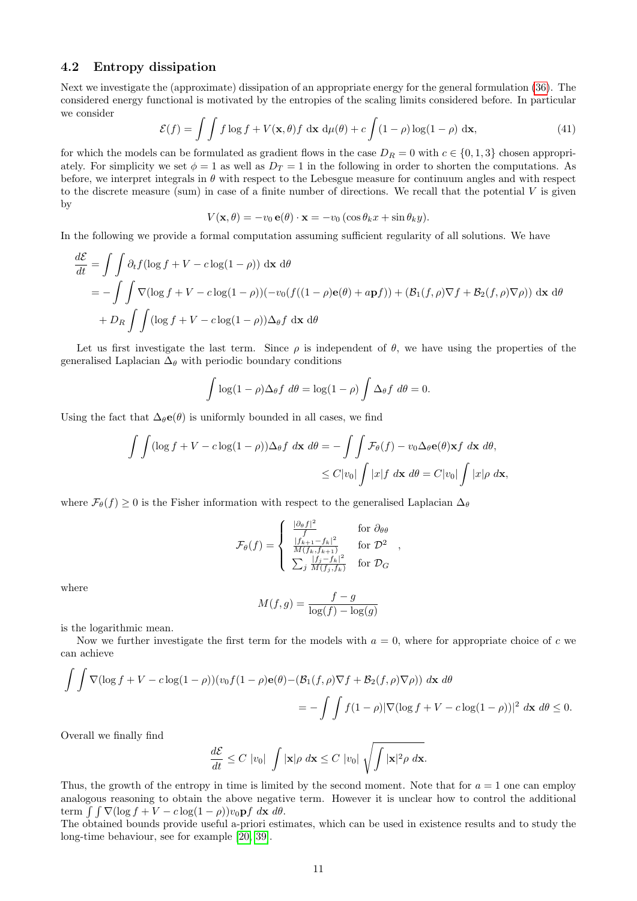### 4.2 Entropy dissipation

Next we investigate the (approximate) dissipation of an appropriate energy for the general formulation (36). The considered energy functional is motivated by the entropies of the scaling limits considered before. In particular we consider

$$\mathcal{E}(f) = \int\int f \log f + V(\mathbf{x}, \theta) f \; \mathrm{d}\mathbf{x} \; \mathrm{d}\mu(\theta) + c \int (1-\rho)\log(1-\rho) \; \mathrm{d}\mathbf{x}, \tag{41}$$

for which the models can be formulated as gradient flows in the case $D_R = 0$ with $c \in \{0, 1, 3\}$ chosen appropriately. For simplicity we set $\phi = 1$ as well as $D_T = 1$ in the following in order to shorten the computations. As before, we interpret integrals in $\theta$ with respect to the Lebesgue measure for continuum angles and with respect to the discrete measure (sum) in case of a finite number of directions. We recall that the potential $V$ is given by

$$V(\mathbf{x}, \theta) = -v_0 \, \mathbf{e}(\theta) \cdot \mathbf{x} = -v_0 \, (\cos\theta_k x + \sin\theta_k y).$$

In the following we provide a formal computation assuming sufficient regularity of all solutions. We have

$$\begin{aligned}
\frac{d\mathcal{E}}{dt} &= \int\int \partial_t f(\log f + V - c\log(1-\rho)) \; \mathrm{d}\mathbf{x} \; \mathrm{d}\theta \\
&= -\int\int \nabla(\log f + V - c\log(1-\rho))(-v_0(f((1-\rho)\mathbf{e}(\theta) + a\mathbf{p}f)) + (\mathcal{B}_1(f,\rho)\nabla f + \mathcal{B}_2(f,\rho)\nabla\rho)) \; \mathrm{d}\mathbf{x} \; \mathrm{d}\theta \\
&\quad + D_R \int\int (\log f + V - c\log(1-\rho))\Delta_\theta f \; \mathrm{d}\mathbf{x} \; \mathrm{d}\theta
\end{aligned}$$

Let us first investigate the last term. Since $\rho$ is independent of $\theta$, we have using the properties of the generalised Laplacian $\Delta_\theta$ with periodic boundary conditions

$$\int \log(1-\rho)\Delta_\theta f \; d\theta = \log(1-\rho)\int \Delta_\theta f \; d\theta = 0.$$

Using the fact that $\Delta_\theta \mathbf{e}(\theta)$ is uniformly bounded in all cases, we find

$$\begin{aligned}
\int\int (\log f + V - c\log(1-\rho))\Delta_\theta f \; d\mathbf{x} \; d\theta &= -\int\int \mathcal{F}_\theta(f) - v_0\Delta_\theta \mathbf{e}(\theta)\mathbf{x} f \; d\mathbf{x} \; d\theta, \\
&\leq C|v_0| \int |x| f \; d\mathbf{x} \; d\theta = C|v_0| \int |x|\rho \; d\mathbf{x},
\end{aligned}$$

where $\mathcal{F}_\theta(f) \geq 0$ is the Fisher information with respect to the generalised Laplacian $\Delta_\theta$

$$\mathcal{F}_\theta(f) = \begin{cases} \frac{|\partial_\theta f|^2}{f} & \text{for } \partial_{\theta\theta} \\ \frac{|f_{k+1} - f_k|^2}{M(f_k, f_{k+1})} & \text{for } \mathcal{D}^2 \\ \sum_j \frac{|f_j - f_k|^2}{M(f_j, f_k)} & \text{for } \mathcal{D}_G \end{cases},$$

where

$$M(f, g) = \frac{f - g}{\log(f) - \log(g)}$$

is the logarithmic mean.

Now we further investigate the first term for the models with $a = 0$, where for appropriate choice of $c$ we can achieve

$$\begin{aligned}
\int\int \nabla(\log f + V - c\log(1-\rho))(v_0 f(1-\rho)\mathbf{e}(\theta) - (\mathcal{B}_1(f,\rho)\nabla f + \mathcal{B}_2(f,\rho)\nabla\rho)) \; d\mathbf{x} \; d\theta \\
= -\int\int f(1-\rho)|\nabla(\log f + V - c\log(1-\rho))|^2 \; d\mathbf{x} \; d\theta \leq 0.
\end{aligned}$$

Overall we finally find

$$\frac{d\mathcal{E}}{dt} \leq C \; |v_0| \; \int |\mathbf{x}|\rho \; d\mathbf{x} \leq C \; |v_0| \; \sqrt{\int |\mathbf{x}|^2 \rho \; d\mathbf{x}}.$$

Thus, the growth of the entropy in time is limited by the second moment. Note that for $a = 1$ one can employ analogous reasoning to obtain the above negative term. However it is unclear how to control the additional term $\int\int \nabla(\log f + V - c\log(1-\rho))v_0\mathbf{p}f \; d\mathbf{x} \; d\theta$.

The obtained bounds provide useful a-priori estimates, which can be used in existence results and to study the long-time behaviour, see for example [20, 39].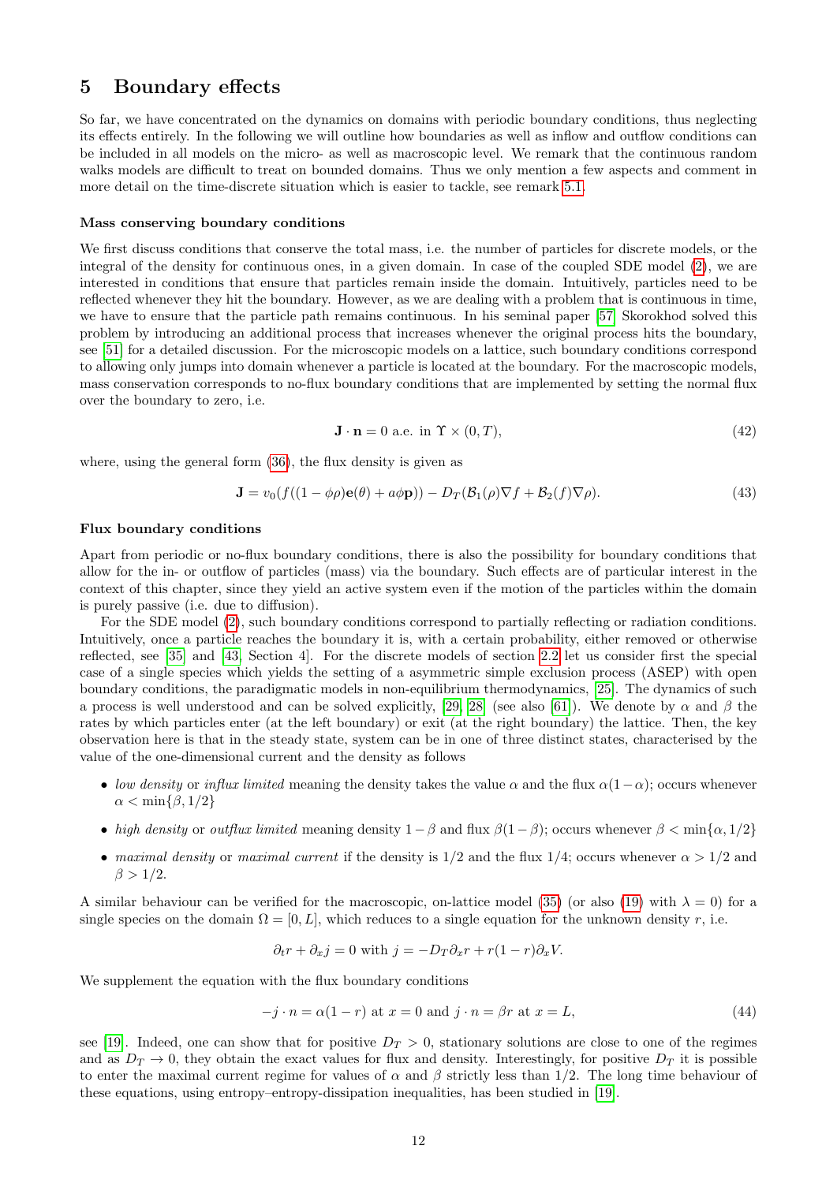## 5 Boundary effects

So far, we have concentrated on the dynamics on domains with periodic boundary conditions, thus neglecting its effects entirely. In the following we will outline how boundaries as well as inflow and outflow conditions can be included in all models on the micro- as well as macroscopic level. We remark that the continuous random walks models are difficult to treat on bounded domains. Thus we only mention a few aspects and comment in more detail on the time-discrete situation which is easier to tackle, see remark 5.1.

**Mass conserving boundary conditions**

We first discuss conditions that conserve the total mass, i.e. the number of particles for discrete models, or the integral of the density for continuous ones, in a given domain. In case of the coupled SDE model (2), we are interested in conditions that ensure that particles remain inside the domain. Intuitively, particles need to be reflected whenever they hit the boundary. However, as we are dealing with a problem that is continuous in time, we have to ensure that the particle path remains continuous. In his seminal paper [57] Skorokhod solved this problem by introducing an additional process that increases whenever the original process hits the boundary, see [51] for a detailed discussion. For the microscopic models on a lattice, such boundary conditions correspond to allowing only jumps into domain whenever a particle is located at the boundary. For the macroscopic models, mass conservation corresponds to no-flux boundary conditions that are implemented by setting the normal flux over the boundary to zero, i.e.

$$\mathbf{J} \cdot \mathbf{n} = 0 \text{ a.e. in } \Upsilon \times (0, T), \tag{42}$$

where, using the general form (36), the flux density is given as

$$\mathbf{J} = v_0(f((1-\phi\rho)\mathbf{e}(\theta) + a\phi\mathbf{p})) - D_T(\mathcal{B}_1(\rho)\nabla f + \mathcal{B}_2(f)\nabla\rho). \tag{43}$$

**Flux boundary conditions**

Apart from periodic or no-flux boundary conditions, there is also the possibility for boundary conditions that allow for the in- or outflow of particles (mass) via the boundary. Such effects are of particular interest in the context of this chapter, since they yield an active system even if the motion of the particles within the domain is purely passive (i.e. due to diffusion).

For the SDE model (2), such boundary conditions correspond to partially reflecting or radiation conditions. Intuitively, once a particle reaches the boundary it is, with a certain probability, either removed or otherwise reflected, see [35] and [43, Section 4]. For the discrete models of section 2.2 let us consider first the special case of a single species which yields the setting of a asymmetric simple exclusion process (ASEP) with open boundary conditions, the paradigmatic models in non-equilibrium thermodynamics, [25]. The dynamics of such a process is well understood and can be solved explicitly, [29, 28] (see also [61]). We denote by $\alpha$ and $\beta$ the rates by which particles enter (at the left boundary) or exit (at the right boundary) the lattice. Then, the key observation here is that in the steady state, system can be in one of three distinct states, characterised by the value of the one-dimensional current and the density as follows

- *low density* or *influx limited* meaning the density takes the value $\alpha$ and the flux $\alpha(1-\alpha)$; occurs whenever $\alpha < \min\{\beta, 1/2\}$
- *high density* or *outflux limited* meaning density $1-\beta$ and flux $\beta(1-\beta)$; occurs whenever $\beta < \min\{\alpha, 1/2\}$
- *maximal density* or *maximal current* if the density is $1/2$ and the flux $1/4$; occurs whenever $\alpha > 1/2$ and $\beta > 1/2$.

A similar behaviour can be verified for the macroscopic, on-lattice model (35) (or also (19) with $\lambda = 0$) for a single species on the domain $\Omega = [0, L]$, which reduces to a single equation for the unknown density $r$, i.e.

$$\partial_t r + \partial_x j = 0 \text{ with } j = -D_T\partial_x r + r(1-r)\partial_x V.$$

We supplement the equation with the flux boundary conditions

$$-j \cdot n = \alpha(1-r) \text{ at } x = 0 \text{ and } j \cdot n = \beta r \text{ at } x = L, \tag{44}$$

see [19]. Indeed, one can show that for positive $D_T > 0$, stationary solutions are close to one of the regimes and as $D_T \to 0$, they obtain the exact values for flux and density. Interestingly, for positive $D_T$ it is possible to enter the maximal current regime for values of $\alpha$ and $\beta$ strictly less than $1/2$. The long time behaviour of these equations, using entropy–entropy-dissipation inequalities, has been studied in [19].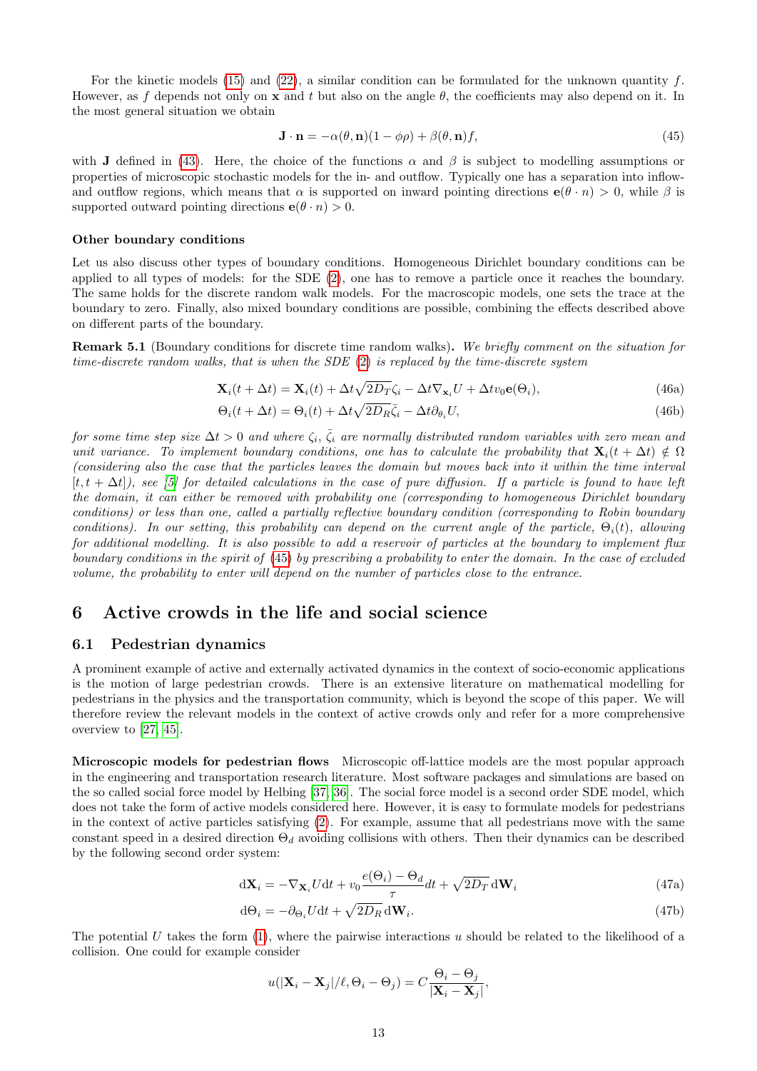For the kinetic models (15) and (22), a similar condition can be formulated for the unknown quantity $f$. However, as $f$ depends not only on $\mathbf{x}$ and $t$ but also on the angle $\theta$, the coefficients may also depend on it. In the most general situation we obtain

$$\mathbf{J} \cdot \mathbf{n} = -\alpha(\theta, \mathbf{n})(1 - \phi\rho) + \beta(\theta, \mathbf{n}) f, \tag{45}$$

with $\mathbf{J}$ defined in (43). Here, the choice of the functions $\alpha$ and $\beta$ is subject to modelling assumptions or properties of microscopic stochastic models for the in- and outflow. Typically one has a separation into inflow- and outflow regions, which means that $\alpha$ is supported on inward pointing directions $\mathbf{e}(\theta \cdot n) > 0$, while $\beta$ is supported outward pointing directions $\mathbf{e}(\theta \cdot n) > 0$.

**Other boundary conditions**

Let us also discuss other types of boundary conditions. Homogeneous Dirichlet boundary conditions can be applied to all types of models: for the SDE (2), one has to remove a particle once it reaches the boundary. The same holds for the discrete random walk models. For the macroscopic models, one sets the trace at the boundary to zero. Finally, also mixed boundary conditions are possible, combining the effects described above on different parts of the boundary.

**Remark 5.1** (Boundary conditions for discrete time random walks)**.** *We briefly comment on the situation for time-discrete random walks, that is when the SDE (2) is replaced by the time-discrete system*

$$\mathbf{X}_i(t + \Delta t) = \mathbf{X}_i(t) + \Delta t\sqrt{2D_T}\zeta_i - \Delta t\nabla_{\mathbf{x}_i} U + \Delta t v_0 \mathbf{e}(\Theta_i), \tag{46a}$$

$$\Theta_i(t + \Delta t) = \Theta_i(t) + \Delta t\sqrt{2D_R}\bar{\zeta}_i - \Delta t\partial_{\theta_i} U, \tag{46b}$$

*for some time step size $\Delta t > 0$ and where $\zeta_i$, $\bar{\zeta}_i$ are normally distributed random variables with zero mean and unit variance. To implement boundary conditions, one has to calculate the probability that $\mathbf{X}_i(t + \Delta t) \notin \Omega$ (considering also the case that the particles leaves the domain but moves back into it within the time interval $[t, t + \Delta t]$), see [5] for detailed calculations in the case of pure diffusion. If a particle is found to have left the domain, it can either be removed with probability one (corresponding to homogeneous Dirichlet boundary conditions) or less than one, called a partially reflective boundary condition (corresponding to Robin boundary conditions). In our setting, this probability can depend on the current angle of the particle, $\Theta_i(t)$, allowing for additional modelling. It is also possible to add a reservoir of particles at the boundary to implement flux boundary conditions in the spirit of (45) by prescribing a probability to enter the domain. In the case of excluded volume, the probability to enter will depend on the number of particles close to the entrance.*

## 6 Active crowds in the life and social science

### 6.1 Pedestrian dynamics

A prominent example of active and externally activated dynamics in the context of socio-economic applications is the motion of large pedestrian crowds. There is an extensive literature on mathematical modelling for pedestrians in the physics and the transportation community, which is beyond the scope of this paper. We will therefore review the relevant models in the context of active crowds only and refer for a more comprehensive overview to [27, 45].

**Microscopic models for pedestrian flows** Microscopic off-lattice models are the most popular approach in the engineering and transportation research literature. Most software packages and simulations are based on the so called social force model by Helbing [37, 36]. The social force model is a second order SDE model, which does not take the form of active models considered here. However, it is easy to formulate models for pedestrians in the context of active particles satisfying (2). For example, assume that all pedestrians move with the same constant speed in a desired direction $\Theta_d$ avoiding collisions with others. Then their dynamics can be described by the following second order system:

$$\mathrm{d}\mathbf{X}_i = -\nabla_{\mathbf{X}_i} U \mathrm{d}t + v_0 \frac{e(\Theta_i) - \Theta_d}{\tau} dt + \sqrt{2D_T}\, \mathrm{d}\mathbf{W}_i \tag{47a}$$

$$\mathrm{d}\Theta_i = -\partial_{\Theta_i} U \mathrm{d}t + \sqrt{2D_R}\, \mathrm{d}\mathbf{W}_i. \tag{47b}$$

The potential $U$ takes the form (1), where the pairwise interactions $u$ should be related to the likelihood of a collision. One could for example consider

$$u(|\mathbf{X}_i - \mathbf{X}_j|/\ell, \Theta_i - \Theta_j) = C\frac{\Theta_i - \Theta_j}{|\mathbf{X}_i - \mathbf{X}_j|},$$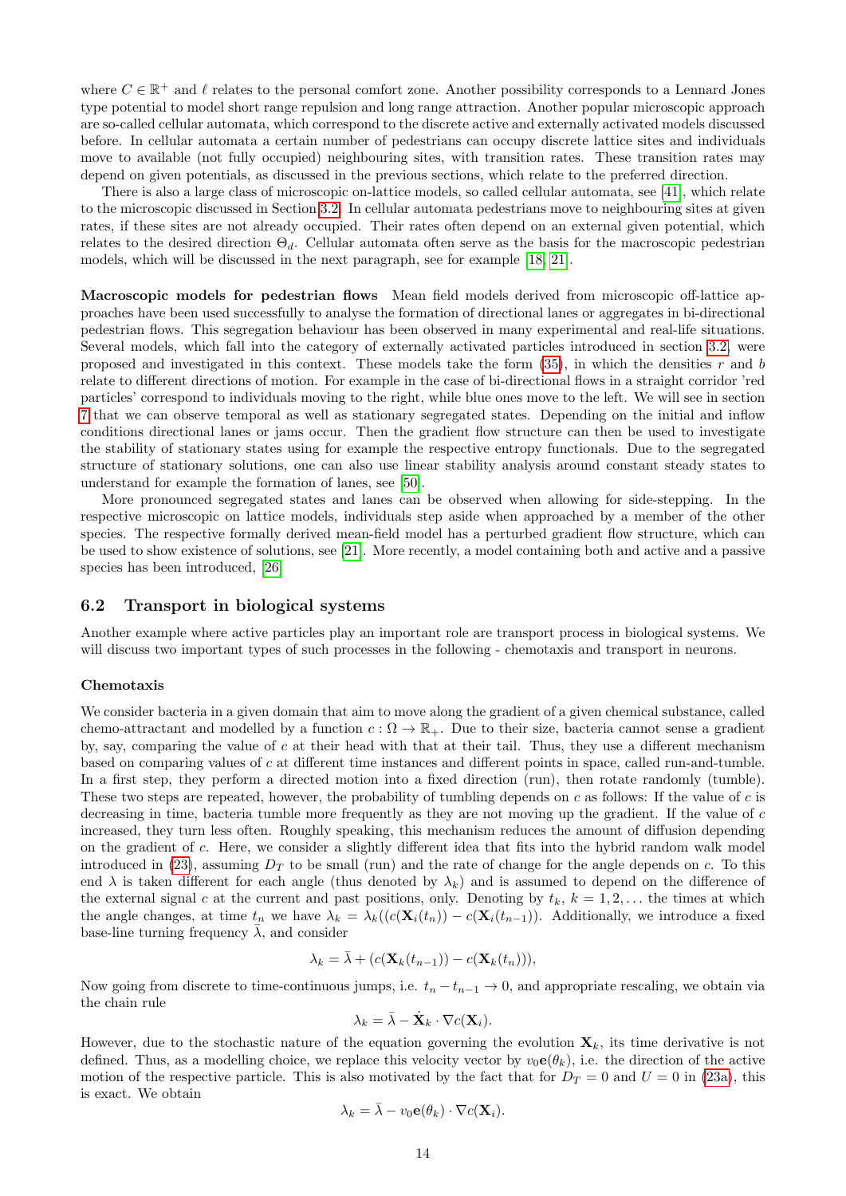where $C \in \mathbb{R}^+$ and $\ell$ relates to the personal comfort zone. Another possibility corresponds to a Lennard Jones type potential to model short range repulsion and long range attraction. Another popular microscopic approach are so-called cellular automata, which correspond to the discrete active and externally activated models discussed before. In cellular automata a certain number of pedestrians can occupy discrete lattice sites and individuals move to available (not fully occupied) neighbouring sites, with transition rates. These transition rates may depend on given potentials, as discussed in the previous sections, which relate to the preferred direction.

There is also a large class of microscopic on-lattice models, so called cellular automata, see [41], which relate to the microscopic discussed in Section 3.2. In cellular automata pedestrians move to neighbouring sites at given rates, if these sites are not already occupied. Their rates often depend on an external given potential, which relates to the desired direction $\Theta_d$. Cellular automata often serve as the basis for the macroscopic pedestrian models, which will be discussed in the next paragraph, see for example [18, 21].

**Macroscopic models for pedestrian flows** Mean field models derived from microscopic off-lattice approaches have been used successfully to analyse the formation of directional lanes or aggregates in bi-directional pedestrian flows. This segregation behaviour has been observed in many experimental and real-life situations. Several models, which fall into the category of externally activated particles introduced in section 3.2, were proposed and investigated in this context. These models take the form (35), in which the densities $r$ and $b$ relate to different directions of motion. For example in the case of bi-directional flows in a straight corridor 'red particles' correspond to individuals moving to the right, while blue ones move to the left. We will see in section 7 that we can observe temporal as well as stationary segregated states. Depending on the initial and inflow conditions directional lanes or jams occur. Then the gradient flow structure can then be used to investigate the stability of stationary states using for example the respective entropy functionals. Due to the segregated structure of stationary solutions, one can also use linear stability analysis around constant steady states to understand for example the formation of lanes, see [50].

More pronounced segregated states and lanes can be observed when allowing for side-stepping. In the respective microscopic on lattice models, individuals step aside when approached by a member of the other species. The respective formally derived mean-field model has a perturbed gradient flow structure, which can be used to show existence of solutions, see [21]. More recently, a model containing both and active and a passive species has been introduced, [26]

## 6.2 Transport in biological systems

Another example where active particles play an important role are transport process in biological systems. We will discuss two important types of such processes in the following - chemotaxis and transport in neurons.

### Chemotaxis

We consider bacteria in a given domain that aim to move along the gradient of a given chemical substance, called chemo-attractant and modelled by a function $c : \Omega \to \mathbb{R}_+$. Due to their size, bacteria cannot sense a gradient by, say, comparing the value of $c$ at their head with that at their tail. Thus, they use a different mechanism based on comparing values of $c$ at different time instances and different points in space, called run-and-tumble. In a first step, they perform a directed motion into a fixed direction (run), then rotate randomly (tumble). These two steps are repeated, however, the probability of tumbling depends on $c$ as follows: If the value of $c$ is decreasing in time, bacteria tumble more frequently as they are not moving up the gradient. If the value of $c$ increased, they turn less often. Roughly speaking, this mechanism reduces the amount of diffusion depending on the gradient of $c$. Here, we consider a slightly different idea that fits into the hybrid random walk model introduced in (23), assuming $D_T$ to be small (run) and the rate of change for the angle depends on $c$. To this end $\lambda$ is taken different for each angle (thus denoted by $\lambda_k$) and is assumed to depend on the difference of the external signal $c$ at the current and past positions, only. Denoting by $t_k$, $k = 1, 2, \ldots$ the times at which the angle changes, at time $t_n$ we have $\lambda_k = \lambda_k((c(\mathbf{X}_i(t_n)) - c(\mathbf{X}_i(t_{n-1})))$. Additionally, we introduce a fixed base-line turning frequency $\bar{\lambda}$, and consider

$$\lambda_k = \bar{\lambda} + (c(\mathbf{X}_k(t_{n-1})) - c(\mathbf{X}_k(t_n))),$$

Now going from discrete to time-continuous jumps, i.e. $t_n - t_{n-1} \to 0$, and appropriate rescaling, we obtain via the chain rule

$$\lambda_k = \bar{\lambda} - \dot{\mathbf{X}}_k \cdot \nabla c(\mathbf{X}_i).$$

However, due to the stochastic nature of the equation governing the evolution $\mathbf{X}_k$, its time derivative is not defined. Thus, as a modelling choice, we replace this velocity vector by $v_0\mathbf{e}(\theta_k)$, i.e. the direction of the active motion of the respective particle. This is also motivated by the fact that for $D_T = 0$ and $U = 0$ in (23a), this is exact. We obtain

$$\lambda_k = \bar{\lambda} - v_0\mathbf{e}(\theta_k) \cdot \nabla c(\mathbf{X}_i).$$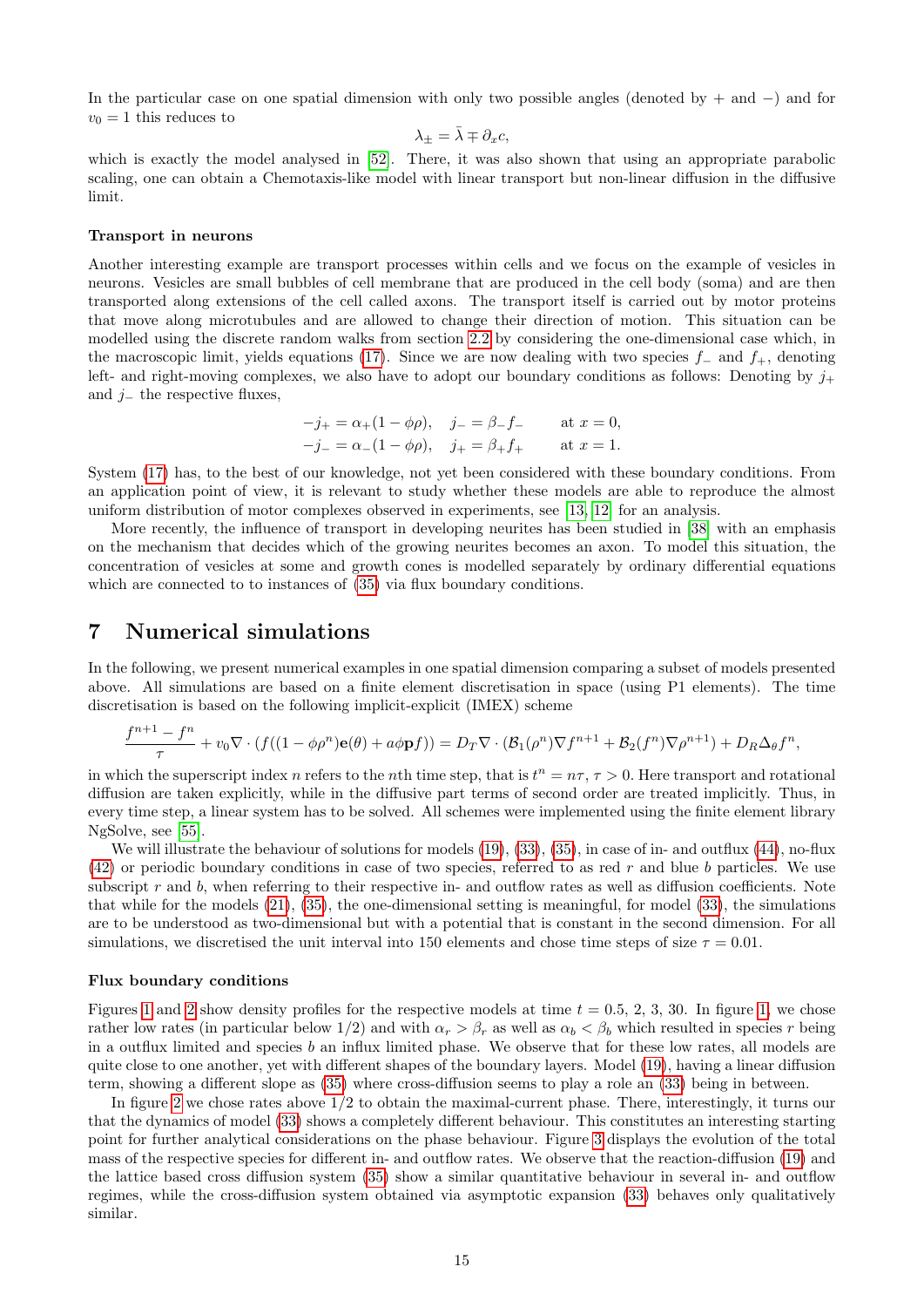In the particular case on one spatial dimension with only two possible angles (denoted by + and −) and for $v_0 = 1$ this reduces to

$$\lambda_\pm = \bar{\lambda} \mp \partial_x c,$$

which is exactly the model analysed in [52]. There, it was also shown that using an appropriate parabolic scaling, one can obtain a Chemotaxis-like model with linear transport but non-linear diffusion in the diffusive limit.

**Transport in neurons**

Another interesting example are transport processes within cells and we focus on the example of vesicles in neurons. Vesicles are small bubbles of cell membrane that are produced in the cell body (soma) and are then transported along extensions of the cell called axons. The transport itself is carried out by motor proteins that move along microtubules and are allowed to change their direction of motion. This situation can be modelled using the discrete random walks from section 2.2 by considering the one-dimensional case which, in the macroscopic limit, yields equations (17). Since we are now dealing with two species $f_-$ and $f_+$, denoting left- and right-moving complexes, we also have to adopt our boundary conditions as follows: Denoting by $j_+$ and $j_-$ the respective fluxes,

$$-j_+ = \alpha_+(1-\phi\rho), \quad j_- = \beta_- f_- \qquad \text{at } x = 0,$$
$$-j_- = \alpha_-(1-\phi\rho), \quad j_+ = \beta_+ f_+ \qquad \text{at } x = 1.$$

System (17) has, to the best of our knowledge, not yet been considered with these boundary conditions. From an application point of view, it is relevant to study whether these models are able to reproduce the almost uniform distribution of motor complexes observed in experiments, see [13, 12] for an analysis.

More recently, the influence of transport in developing neurites has been studied in [38] with an emphasis on the mechanism that decides which of the growing neurites becomes an axon. To model this situation, the concentration of vesicles at some and growth cones is modelled separately by ordinary differential equations which are connected to to instances of (35) via flux boundary conditions.

## 7 Numerical simulations

In the following, we present numerical examples in one spatial dimension comparing a subset of models presented above. All simulations are based on a finite element discretisation in space (using P1 elements). The time discretisation is based on the following implicit-explicit (IMEX) scheme

$$\frac{f^{n+1}-f^n}{\tau} + v_0 \nabla \cdot (f((1-\phi\rho^n)\mathbf{e}(\theta) + a\phi\mathbf{p}f)) = D_T \nabla \cdot (\mathcal{B}_1(\rho^n)\nabla f^{n+1} + \mathcal{B}_2(f^n)\nabla \rho^{n+1}) + D_R \Delta_\theta f^n,$$

in which the superscript index $n$ refers to the $n$th time step, that is $t^n = n\tau$, $\tau > 0$. Here transport and rotational diffusion are taken explicitly, while in the diffusive part terms of second order are treated implicitly. Thus, in every time step, a linear system has to be solved. All schemes were implemented using the finite element library NgSolve, see [55].

We will illustrate the behaviour of solutions for models (19), (33), (35), in case of in- and outflux (44), no-flux (42) or periodic boundary conditions in case of two species, referred to as red $r$ and blue $b$ particles. We use subscript $r$ and $b$, when referring to their respective in- and outflow rates as well as diffusion coefficients. Note that while for the models (21), (35), the one-dimensional setting is meaningful, for model (33), the simulations are to be understood as two-dimensional but with a potential that is constant in the second dimension. For all simulations, we discretised the unit interval into 150 elements and chose time steps of size $\tau = 0.01$.

**Flux boundary conditions**

Figures 1 and 2 show density profiles for the respective models at time $t = 0.5$, 2, 3, 30. In figure 1, we chose rather low rates (in particular below 1/2) and with $\alpha_r > \beta_r$ as well as $\alpha_b < \beta_b$ which resulted in species $r$ being in a outflux limited and species $b$ an influx limited phase. We observe that for these low rates, all models are quite close to one another, yet with different shapes of the boundary layers. Model (19), having a linear diffusion term, showing a different slope as (35) where cross-diffusion seems to play a role an (33) being in between.

In figure 2 we chose rates above 1/2 to obtain the maximal-current phase. There, interestingly, it turns our that the dynamics of model (33) shows a completely different behaviour. This constitutes an interesting starting point for further analytical considerations on the phase behaviour. Figure 3 displays the evolution of the total mass of the respective species for different in- and outflow rates. We observe that the reaction-diffusion (19) and the lattice based cross diffusion system (35) show a similar quantitative behaviour in several in- and outflow regimes, while the cross-diffusion system obtained via asymptotic expansion (33) behaves only qualitatively similar.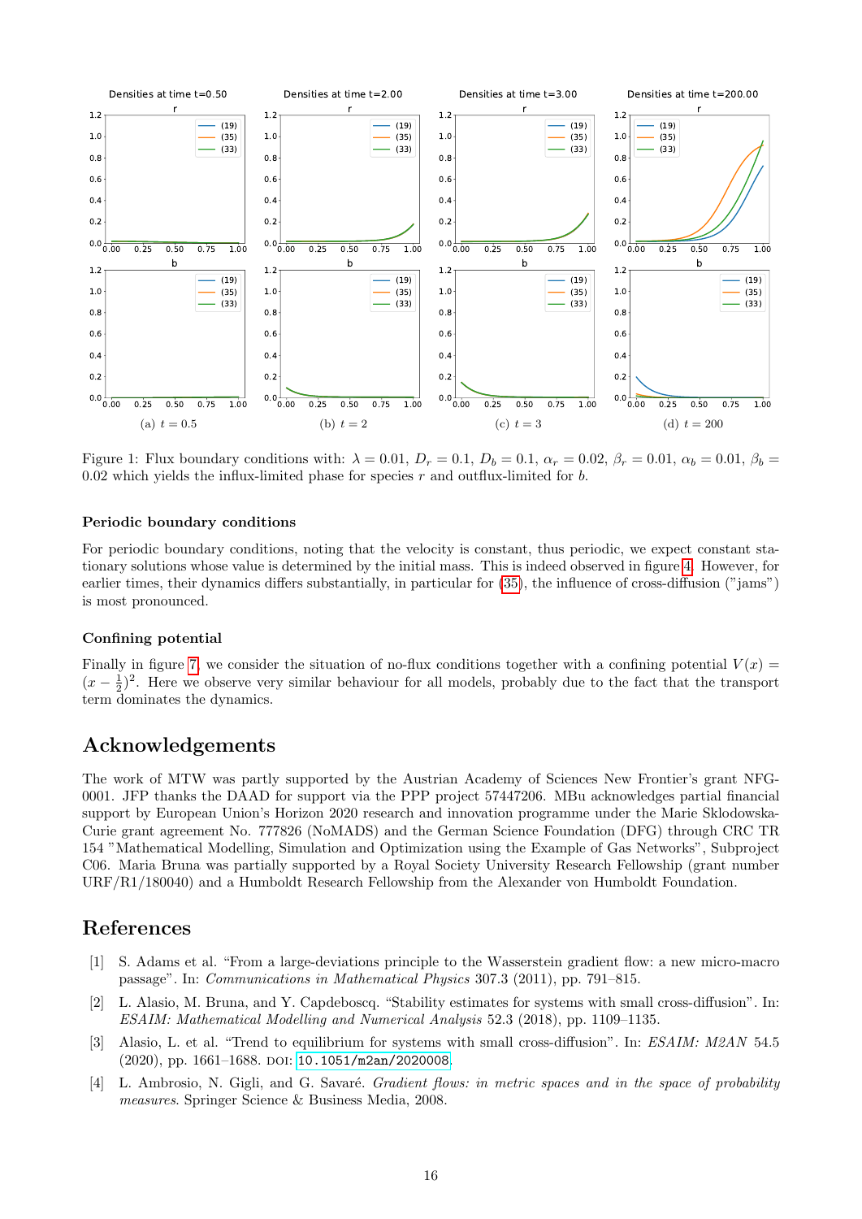Figure 1: Flux boundary conditions with: $\lambda = 0.01$, $D_r = 0.1$, $D_b = 0.1$, $\alpha_r = 0.02$, $\beta_r = 0.01$, $\alpha_b = 0.01$, $\beta_b = 0.02$ which yields the influx-limited phase for species $r$ and outflux-limited for $b$.

(a) $t = 0.5$ (b) $t = 2$ (c) $t = 3$ (d) $t = 200$

### Periodic boundary conditions

For periodic boundary conditions, noting that the velocity is constant, thus periodic, we expect constant stationary solutions whose value is determined by the initial mass. This is indeed observed in figure 4. However, for earlier times, their dynamics differs substantially, in particular for (35), the influence of cross-diffusion ("jams") is most pronounced.

### Confining potential

Finally in figure 7, we consider the situation of no-flux conditions together with a confining potential $V(x) = (x - \frac{1}{2})^2$. Here we observe very similar behaviour for all models, probably due to the fact that the transport term dominates the dynamics.

## Acknowledgements

The work of MTW was partly supported by the Austrian Academy of Sciences New Frontier's grant NFG-0001. JFP thanks the DAAD for support via the PPP project 57447206. MBu acknowledges partial financial support by European Union's Horizon 2020 research and innovation programme under the Marie Sklodowska-Curie grant agreement No. 777826 (NoMADS) and the German Science Foundation (DFG) through CRC TR 154 "Mathematical Modelling, Simulation and Optimization using the Example of Gas Networks", Subproject C06. Maria Bruna was partially supported by a Royal Society University Research Fellowship (grant number URF/R1/180040) and a Humboldt Research Fellowship from the Alexander von Humboldt Foundation.

## References

[1] S. Adams et al. "From a large-deviations principle to the Wasserstein gradient flow: a new micro-macro passage". In: *Communications in Mathematical Physics* 307.3 (2011), pp. 791–815.

[2] L. Alasio, M. Bruna, and Y. Capdeboscq. "Stability estimates for systems with small cross-diffusion". In: *ESAIM: Mathematical Modelling and Numerical Analysis* 52.3 (2018), pp. 1109–1135.

[3] Alasio, L. et al. "Trend to equilibrium for systems with small cross-diffusion". In: *ESAIM: M2AN* 54.5 (2020), pp. 1661–1688. DOI: 10.1051/m2an/2020008.

[4] L. Ambrosio, N. Gigli, and G. Savaré. *Gradient flows: in metric spaces and in the space of probability measures*. Springer Science & Business Media, 2008.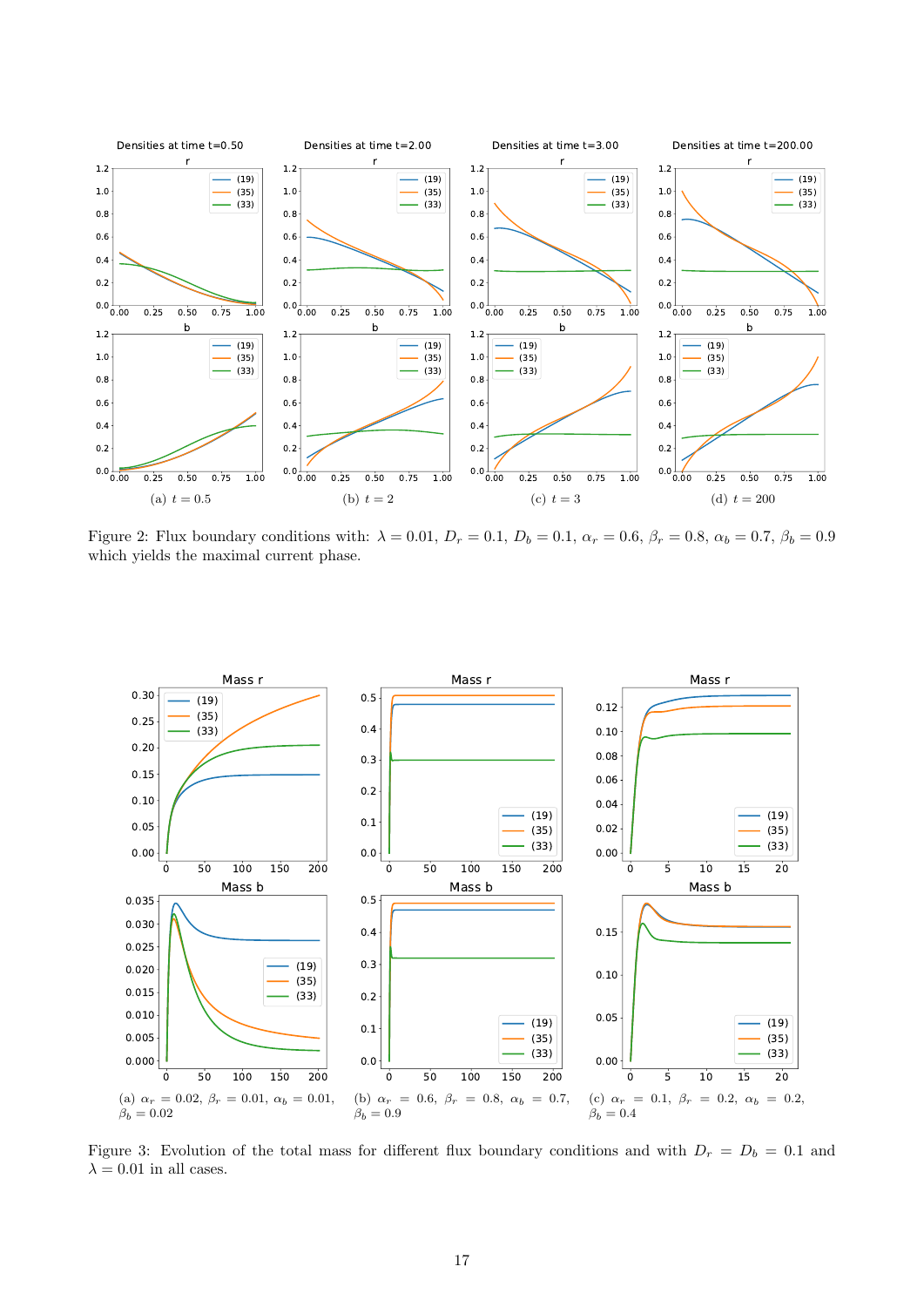(a) $t = 0.5$

(b) $t = 2$

(c) $t = 3$

(d) $t = 200$

Figure 2: Flux boundary conditions with: $\lambda = 0.01$, $D_r = 0.1$, $D_b = 0.1$, $\alpha_r = 0.6$, $\beta_r = 0.8$, $\alpha_b = 0.7$, $\beta_b = 0.9$ which yields the maximal current phase.

(a) $\alpha_r = 0.02$, $\beta_r = 0.01$, $\alpha_b = 0.01$, $\beta_b = 0.02$

(b) $\alpha_r = 0.6$, $\beta_r = 0.8$, $\alpha_b = 0.7$, $\beta_b = 0.9$

(c) $\alpha_r = 0.1$, $\beta_r = 0.2$, $\alpha_b = 0.2$, $\beta_b = 0.4$

Figure 3: Evolution of the total mass for different flux boundary conditions and with $D_r = D_b = 0.1$ and $\lambda = 0.01$ in all cases.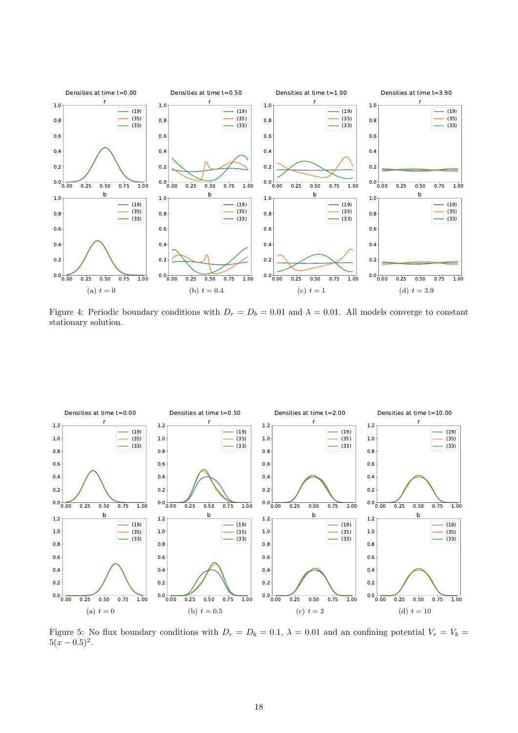(a) $t = 0$ (b) $t = 0.4$ (c) $t = 1$ (d) $t = 3.9$

Figure 4: Periodic boundary conditions with $D_r = D_b = 0.01$ and $\lambda = 0.01$. All models converge to constant stationary solution.

(a) $t = 0$ (b) $t = 0.5$ (c) $t = 2$ (d) $t = 10$

Figure 5: No flux boundary conditions with $D_r = D_b = 0.1$, $\lambda = 0.01$ and an confining potential $V_r = V_b = 5(x - 0.5)^2$.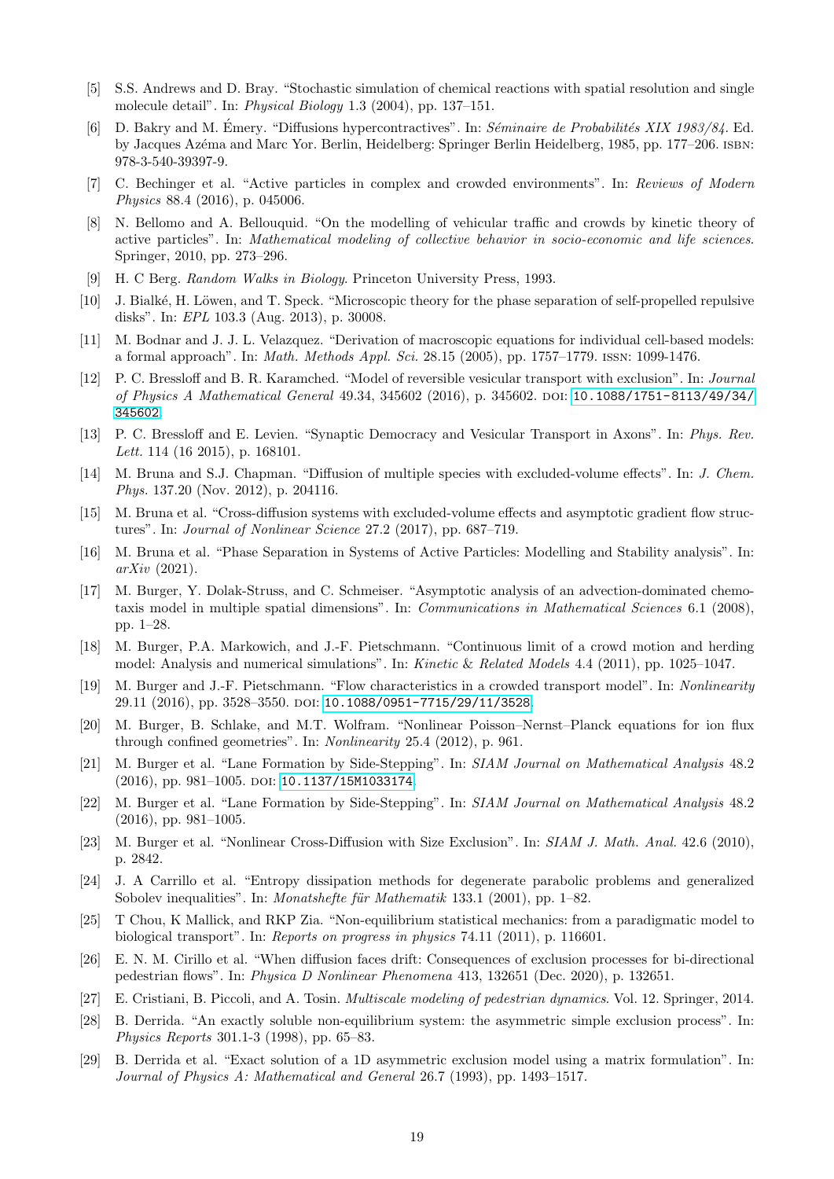[5] S.S. Andrews and D. Bray. "Stochastic simulation of chemical reactions with spatial resolution and single molecule detail". In: *Physical Biology* 1.3 (2004), pp. 137–151.

[6] D. Bakry and M. Émery. "Diffusions hypercontractives". In: *Séminaire de Probabilités XIX 1983/84*. Ed. by Jacques Azéma and Marc Yor. Berlin, Heidelberg: Springer Berlin Heidelberg, 1985, pp. 177–206. ISBN: 978-3-540-39397-9.

[7] C. Bechinger et al. "Active particles in complex and crowded environments". In: *Reviews of Modern Physics* 88.4 (2016), p. 045006.

[8] N. Bellomo and A. Bellouquid. "On the modelling of vehicular traffic and crowds by kinetic theory of active particles". In: *Mathematical modeling of collective behavior in socio-economic and life sciences*. Springer, 2010, pp. 273–296.

[9] H. C Berg. *Random Walks in Biology*. Princeton University Press, 1993.

[10] J. Bialké, H. Löwen, and T. Speck. "Microscopic theory for the phase separation of self-propelled repulsive disks". In: *EPL* 103.3 (Aug. 2013), p. 30008.

[11] M. Bodnar and J. J. L. Velazquez. "Derivation of macroscopic equations for individual cell-based models: a formal approach". In: *Math. Methods Appl. Sci.* 28.15 (2005), pp. 1757–1779. ISSN: 1099-1476.

[12] P. C. Bressloff and B. R. Karamched. "Model of reversible vesicular transport with exclusion". In: *Journal of Physics A Mathematical General* 49.34, 345602 (2016), p. 345602. DOI: 10.1088/1751-8113/49/34/345602.

[13] P. C. Bressloff and E. Levien. "Synaptic Democracy and Vesicular Transport in Axons". In: *Phys. Rev. Lett.* 114 (16 2015), p. 168101.

[14] M. Bruna and S.J. Chapman. "Diffusion of multiple species with excluded-volume effects". In: *J. Chem. Phys.* 137.20 (Nov. 2012), p. 204116.

[15] M. Bruna et al. "Cross-diffusion systems with excluded-volume effects and asymptotic gradient flow structures". In: *Journal of Nonlinear Science* 27.2 (2017), pp. 687–719.

[16] M. Bruna et al. "Phase Separation in Systems of Active Particles: Modelling and Stability analysis". In: *arXiv* (2021).

[17] M. Burger, Y. Dolak-Struss, and C. Schmeiser. "Asymptotic analysis of an advection-dominated chemotaxis model in multiple spatial dimensions". In: *Communications in Mathematical Sciences* 6.1 (2008), pp. 1–28.

[18] M. Burger, P.A. Markowich, and J.-F. Pietschmann. "Continuous limit of a crowd motion and herding model: Analysis and numerical simulations". In: *Kinetic & Related Models* 4.4 (2011), pp. 1025–1047.

[19] M. Burger and J.-F. Pietschmann. "Flow characteristics in a crowded transport model". In: *Nonlinearity* 29.11 (2016), pp. 3528–3550. DOI: 10.1088/0951-7715/29/11/3528.

[20] M. Burger, B. Schlake, and M.T. Wolfram. "Nonlinear Poisson–Nernst–Planck equations for ion flux through confined geometries". In: *Nonlinearity* 25.4 (2012), p. 961.

[21] M. Burger et al. "Lane Formation by Side-Stepping". In: *SIAM Journal on Mathematical Analysis* 48.2 (2016), pp. 981–1005. DOI: 10.1137/15M1033174.

[22] M. Burger et al. "Lane Formation by Side-Stepping". In: *SIAM Journal on Mathematical Analysis* 48.2 (2016), pp. 981–1005.

[23] M. Burger et al. "Nonlinear Cross-Diffusion with Size Exclusion". In: *SIAM J. Math. Anal.* 42.6 (2010), p. 2842.

[24] J. A Carrillo et al. "Entropy dissipation methods for degenerate parabolic problems and generalized Sobolev inequalities". In: *Monatshefte für Mathematik* 133.1 (2001), pp. 1–82.

[25] T Chou, K Mallick, and RKP Zia. "Non-equilibrium statistical mechanics: from a paradigmatic model to biological transport". In: *Reports on progress in physics* 74.11 (2011), p. 116601.

[26] E. N. M. Cirillo et al. "When diffusion faces drift: Consequences of exclusion processes for bi-directional pedestrian flows". In: *Physica D Nonlinear Phenomena* 413, 132651 (Dec. 2020), p. 132651.

[27] E. Cristiani, B. Piccoli, and A. Tosin. *Multiscale modeling of pedestrian dynamics*. Vol. 12. Springer, 2014.

[28] B. Derrida. "An exactly soluble non-equilibrium system: the asymmetric simple exclusion process". In: *Physics Reports* 301.1-3 (1998), pp. 65–83.

[29] B. Derrida et al. "Exact solution of a 1D asymmetric exclusion model using a matrix formulation". In: *Journal of Physics A: Mathematical and General* 26.7 (1993), pp. 1493–1517.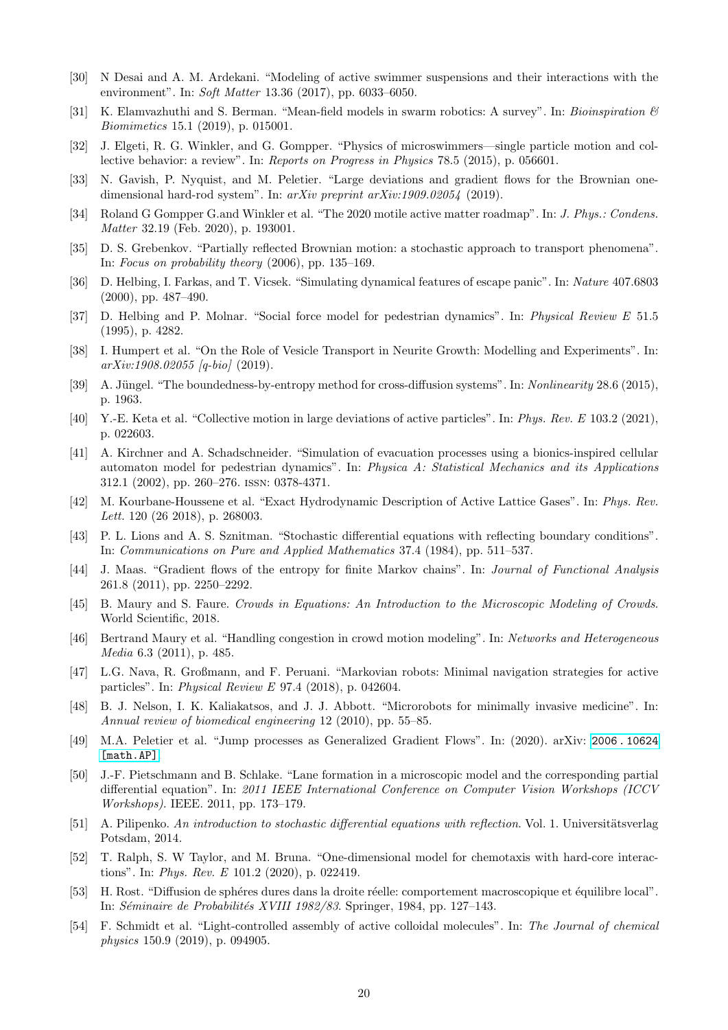[30] N Desai and A. M. Ardekani. "Modeling of active swimmer suspensions and their interactions with the environment". In: *Soft Matter* 13.36 (2017), pp. 6033–6050.

[31] K. Elamvazhuthi and S. Berman. "Mean-field models in swarm robotics: A survey". In: *Bioinspiration & Biomimetics* 15.1 (2019), p. 015001.

[32] J. Elgeti, R. G. Winkler, and G. Gompper. "Physics of microswimmers—single particle motion and collective behavior: a review". In: *Reports on Progress in Physics* 78.5 (2015), p. 056601.

[33] N. Gavish, P. Nyquist, and M. Peletier. "Large deviations and gradient flows for the Brownian one-dimensional hard-rod system". In: *arXiv preprint arXiv:1909.02054* (2019).

[34] Roland G Gompper G.and Winkler et al. "The 2020 motile active matter roadmap". In: *J. Phys.: Condens. Matter* 32.19 (Feb. 2020), p. 193001.

[35] D. S. Grebenkov. "Partially reflected Brownian motion: a stochastic approach to transport phenomena". In: *Focus on probability theory* (2006), pp. 135–169.

[36] D. Helbing, I. Farkas, and T. Vicsek. "Simulating dynamical features of escape panic". In: *Nature* 407.6803 (2000), pp. 487–490.

[37] D. Helbing and P. Molnar. "Social force model for pedestrian dynamics". In: *Physical Review E* 51.5 (1995), p. 4282.

[38] I. Humpert et al. "On the Role of Vesicle Transport in Neurite Growth: Modelling and Experiments". In: *arXiv:1908.02055 [q-bio]* (2019).

[39] A. Jüngel. "The boundedness-by-entropy method for cross-diffusion systems". In: *Nonlinearity* 28.6 (2015), p. 1963.

[40] Y.-E. Keta et al. "Collective motion in large deviations of active particles". In: *Phys. Rev. E* 103.2 (2021), p. 022603.

[41] A. Kirchner and A. Schadschneider. "Simulation of evacuation processes using a bionics-inspired cellular automaton model for pedestrian dynamics". In: *Physica A: Statistical Mechanics and its Applications* 312.1 (2002), pp. 260–276. ISSN: 0378-4371.

[42] M. Kourbane-Houssene et al. "Exact Hydrodynamic Description of Active Lattice Gases". In: *Phys. Rev. Lett.* 120 (26 2018), p. 268003.

[43] P. L. Lions and A. S. Sznitman. "Stochastic differential equations with reflecting boundary conditions". In: *Communications on Pure and Applied Mathematics* 37.4 (1984), pp. 511–537.

[44] J. Maas. "Gradient flows of the entropy for finite Markov chains". In: *Journal of Functional Analysis* 261.8 (2011), pp. 2250–2292.

[45] B. Maury and S. Faure. *Crowds in Equations: An Introduction to the Microscopic Modeling of Crowds*. World Scientific, 2018.

[46] Bertrand Maury et al. "Handling congestion in crowd motion modeling". In: *Networks and Heterogeneous Media* 6.3 (2011), p. 485.

[47] L.G. Nava, R. Großmann, and F. Peruani. "Markovian robots: Minimal navigation strategies for active particles". In: *Physical Review E* 97.4 (2018), p. 042604.

[48] B. J. Nelson, I. K. Kaliakatsos, and J. J. Abbott. "Microrobots for minimally invasive medicine". In: *Annual review of biomedical engineering* 12 (2010), pp. 55–85.

[49] M.A. Peletier et al. "Jump processes as Generalized Gradient Flows". In: (2020). arXiv: 2006.10624 [math.AP].

[50] J.-F. Pietschmann and B. Schlake. "Lane formation in a microscopic model and the corresponding partial differential equation". In: *2011 IEEE International Conference on Computer Vision Workshops (ICCV Workshops)*. IEEE. 2011, pp. 173–179.

[51] A. Pilipenko. *An introduction to stochastic differential equations with reflection*. Vol. 1. Universitätsverlag Potsdam, 2014.

[52] T. Ralph, S. W Taylor, and M. Bruna. "One-dimensional model for chemotaxis with hard-core interactions". In: *Phys. Rev. E* 101.2 (2020), p. 022419.

[53] H. Rost. "Diffusion de sphéres dures dans la droite réelle: comportement macroscopique et équilibre local". In: *Séminaire de Probabilités XVIII 1982/83*. Springer, 1984, pp. 127–143.

[54] F. Schmidt et al. "Light-controlled assembly of active colloidal molecules". In: *The Journal of chemical physics* 150.9 (2019), p. 094905.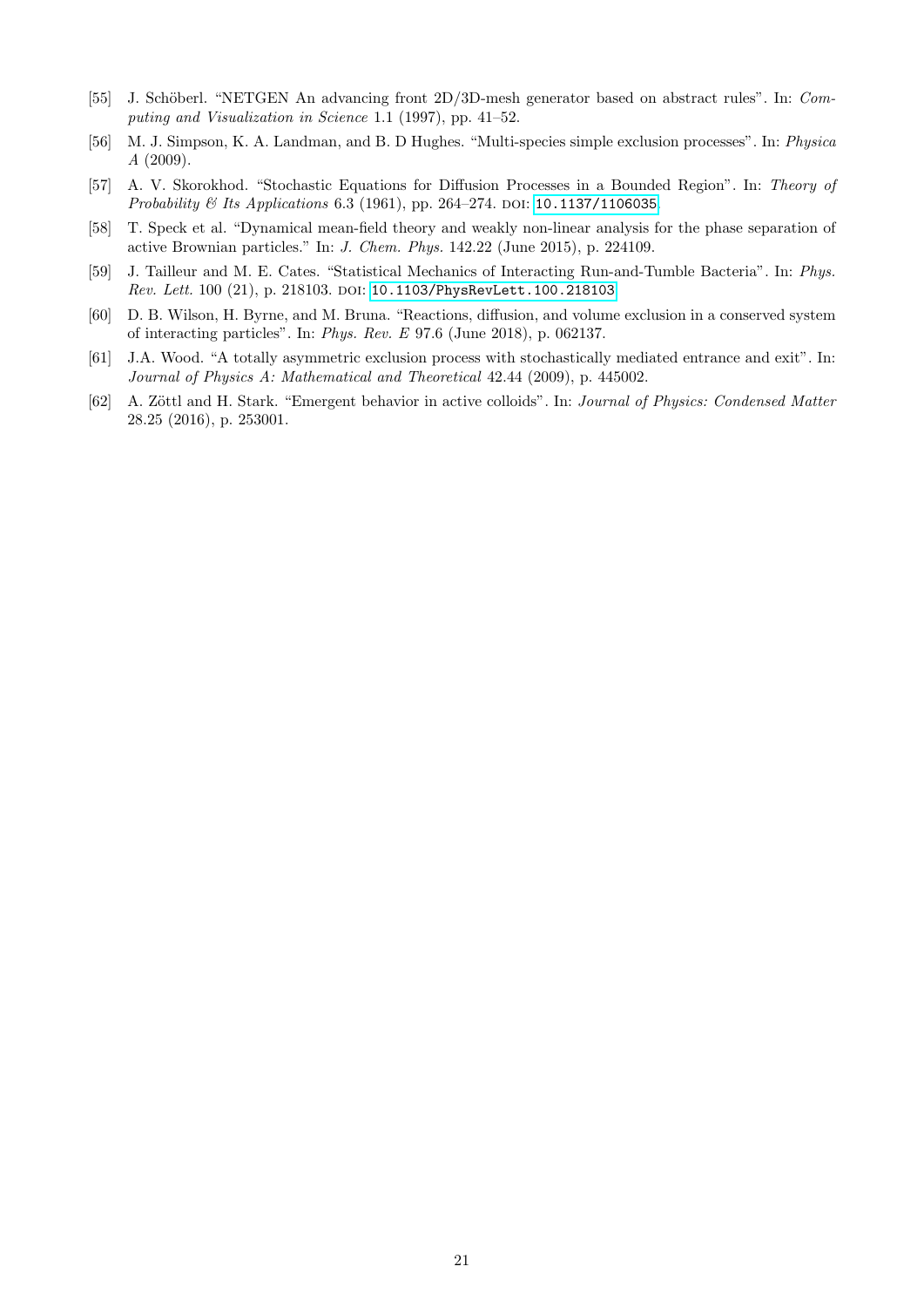[55] J. Schöberl. "NETGEN An advancing front 2D/3D-mesh generator based on abstract rules". In: *Computing and Visualization in Science* 1.1 (1997), pp. 41–52.

[56] M. J. Simpson, K. A. Landman, and B. D Hughes. "Multi-species simple exclusion processes". In: *Physica A* (2009).

[57] A. V. Skorokhod. "Stochastic Equations for Diffusion Processes in a Bounded Region". In: *Theory of Probability & Its Applications* 6.3 (1961), pp. 264–274. DOI: 10.1137/1106035.

[58] T. Speck et al. "Dynamical mean-field theory and weakly non-linear analysis for the phase separation of active Brownian particles." In: *J. Chem. Phys.* 142.22 (June 2015), p. 224109.

[59] J. Tailleur and M. E. Cates. "Statistical Mechanics of Interacting Run-and-Tumble Bacteria". In: *Phys. Rev. Lett.* 100 (21), p. 218103. DOI: 10.1103/PhysRevLett.100.218103.

[60] D. B. Wilson, H. Byrne, and M. Bruna. "Reactions, diffusion, and volume exclusion in a conserved system of interacting particles". In: *Phys. Rev. E* 97.6 (June 2018), p. 062137.

[61] J.A. Wood. "A totally asymmetric exclusion process with stochastically mediated entrance and exit". In: *Journal of Physics A: Mathematical and Theoretical* 42.44 (2009), p. 445002.

[62] A. Zöttl and H. Stark. "Emergent behavior in active colloids". In: *Journal of Physics: Condensed Matter* 28.25 (2016), p. 253001.